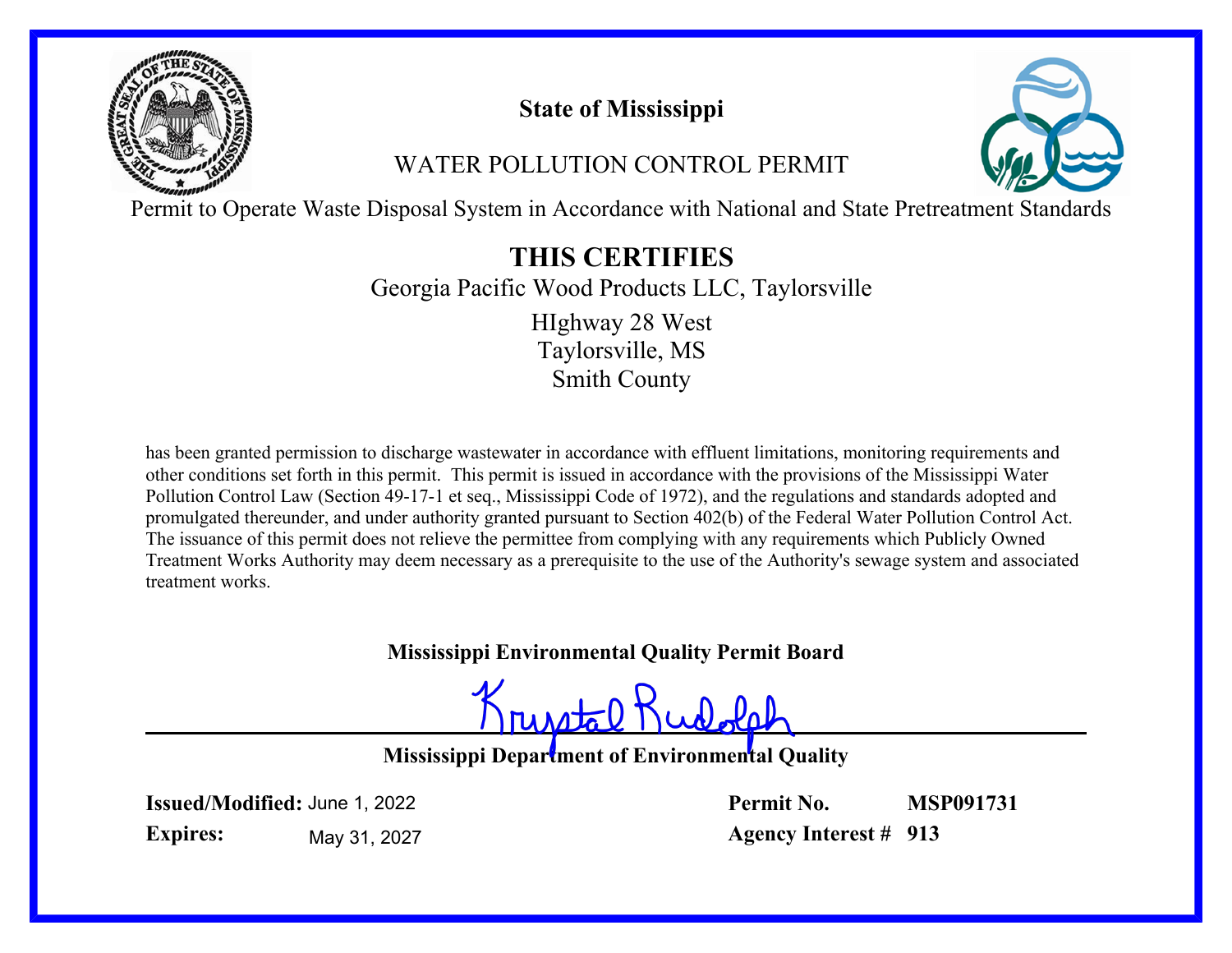# State of Mississippi

## WATER POLLUTION CONTROL PERMIT

Permit to Operate Waste Disposal System in Accordance with National and State Pretreatment Standards

## THIS CERTIFIES

Georgia Pacific Wood Products LLC, Taylorsville

HIghway 28 West
Taylorsville, MS
Smith County

has been granted permission to discharge wastewater in accordance with effluent limitations, monitoring requirements and other conditions set forth in this permit. This permit is issued in accordance with the provisions of the Mississippi Water Pollution Control Law (Section 49-17-1 et seq., Mississippi Code of 1972), and the regulations and standards adopted and promulgated thereunder, and under authority granted pursuant to Section 402(b) of the Federal Water Pollution Control Act. The issuance of this permit does not relieve the permittee from complying with any requirements which Publicly Owned Treatment Works Authority may deem necessary as a prerequisite to the use of the Authority's sewage system and associated treatment works.

**Mississippi Environmental Quality Permit Board**

Krystal Rudolph

**Mississippi Department of Environmental Quality**

**Issued/Modified:** June 1, 2022
**Expires:** May 31, 2027

**Permit No.** **MSP091731**
**Agency Interest #** **913**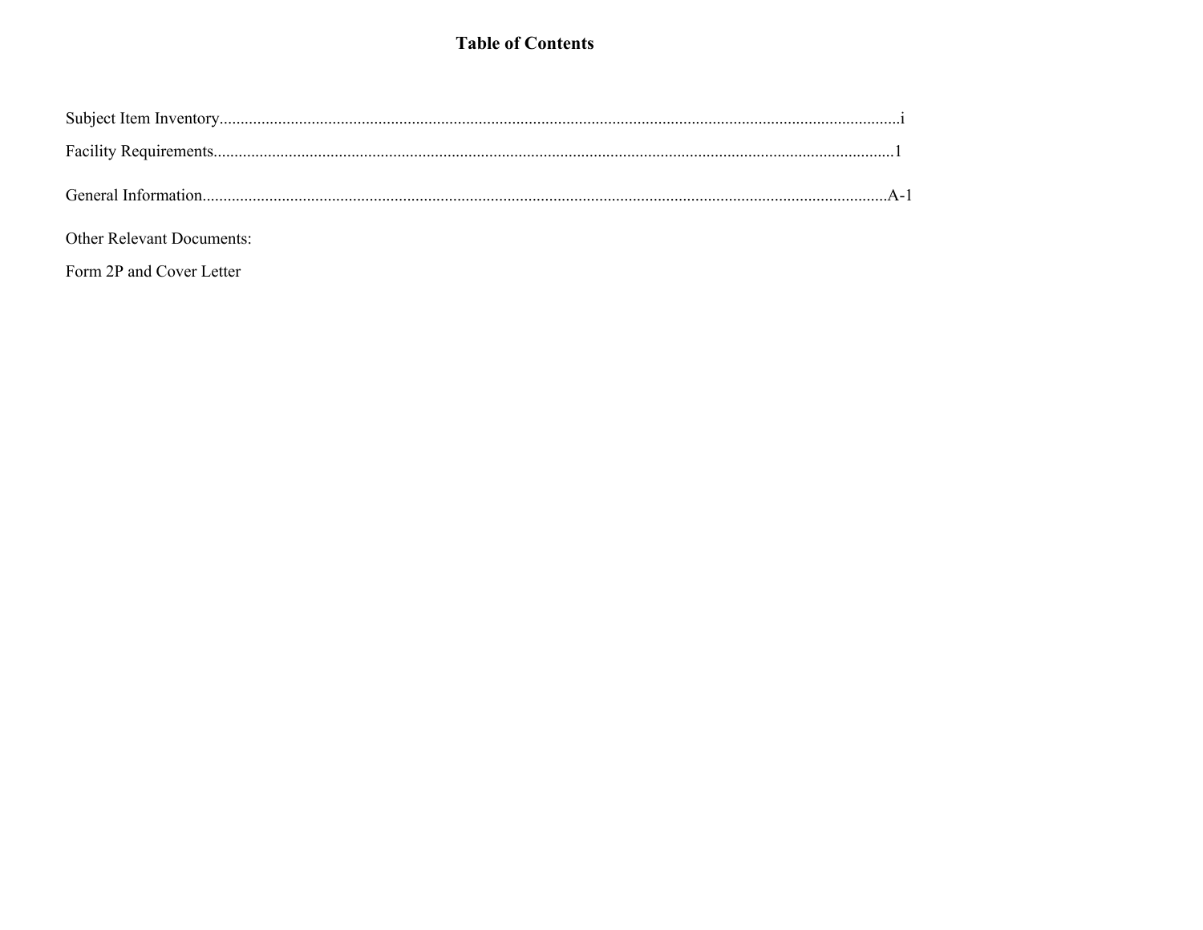# Table of Contents

Subject Item Inventory....................................................................................................................................................i

Facility Requirements....................................................................................................................................................1

General Information....................................................................................................................................................A-1

Other Relevant Documents:

Form 2P and Cover Letter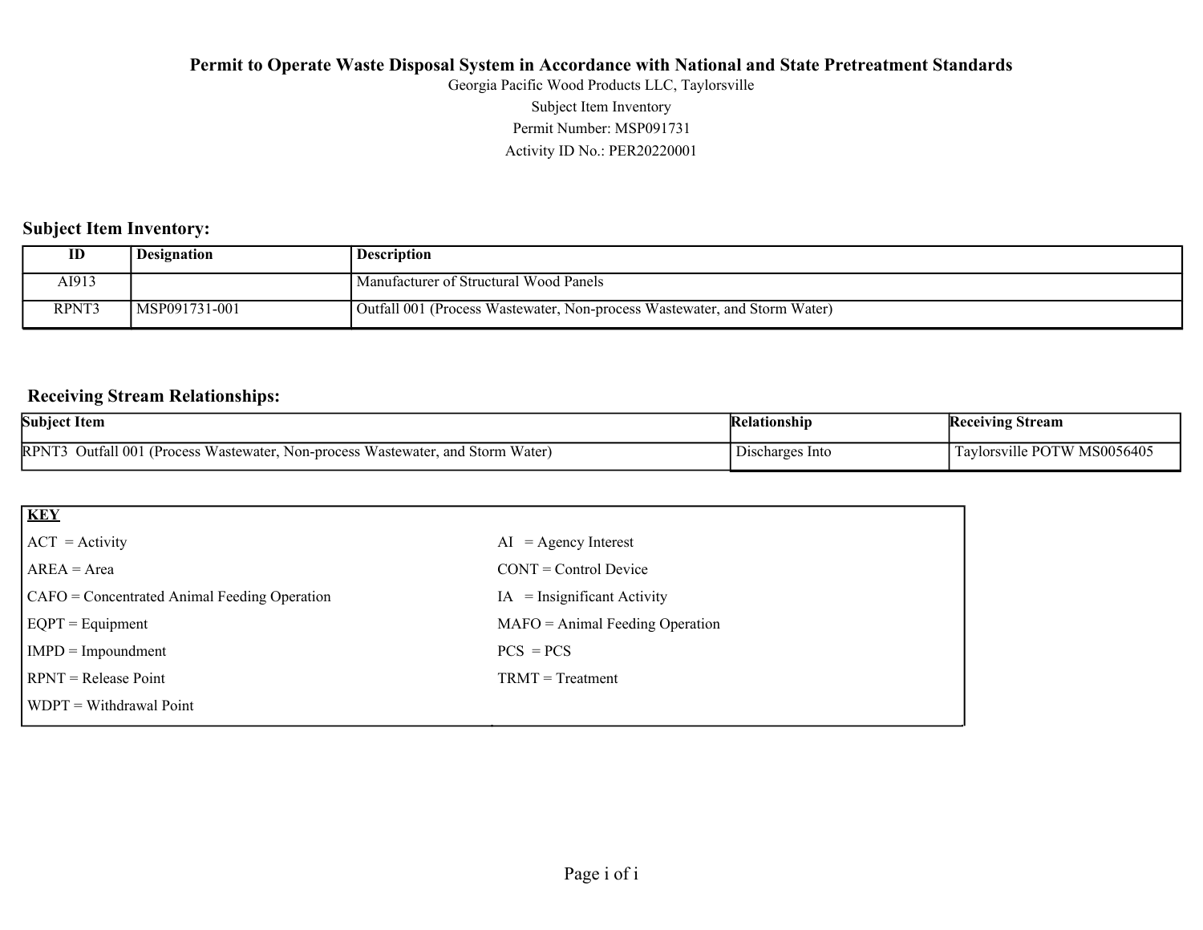**Permit to Operate Waste Disposal System in Accordance with National and State Pretreatment Standards**

Georgia Pacific Wood Products LLC, Taylorsville

Subject Item Inventory

Permit Number: MSP091731

Activity ID No.: PER20220001

## Subject Item Inventory:

| ID | Designation | Description |
|---|---|---|
| AI913 | | Manufacturer of Structural Wood Panels |
| RPNT3 | MSP091731-001 | Outfall 001 (Process Wastewater, Non-process Wastewater, and Storm Water) |

## Receiving Stream Relationships:

| Subject Item | Relationship | Receiving Stream |
|---|---|---|
| RPNT3 Outfall 001 (Process Wastewater, Non-process Wastewater, and Storm Water) | Discharges Into | Taylorsville POTW MS0056405 |

| **KEY** | |
|---|---|
| ACT = Activity | AI = Agency Interest |
| AREA = Area | CONT = Control Device |
| CAFO = Concentrated Animal Feeding Operation | IA = Insignificant Activity |
| EQPT = Equipment | MAFO = Animal Feeding Operation |
| IMPD = Impoundment | PCS = PCS |
| RPNT = Release Point | TRMT = Treatment |
| WDPT = Withdrawal Point | |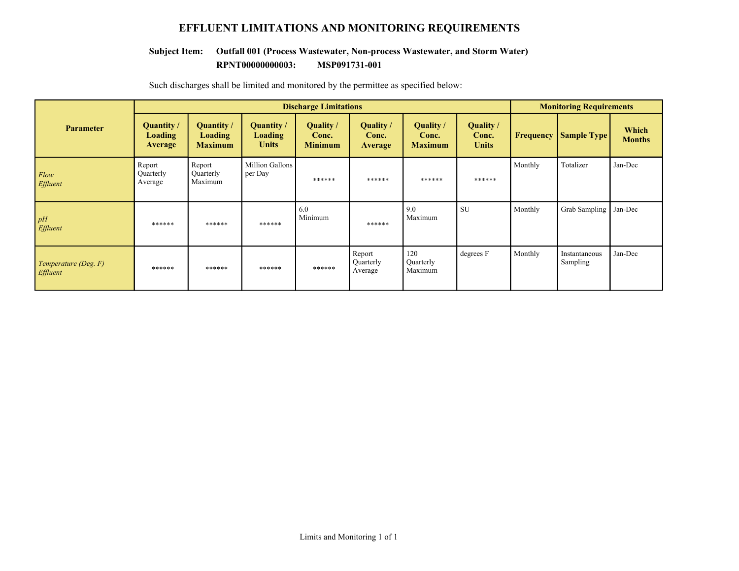# EFFLUENT LIMITATIONS AND MONITORING REQUIREMENTS

**Subject Item: Outfall 001 (Process Wastewater, Non-process Wastewater, and Storm Water)**
**RPNT00000000003: MSP091731-001**

Such discharges shall be limited and monitored by the permittee as specified below:

| Parameter | Discharge Limitations | | | | | | | Monitoring Requirements | | |
|---|---|---|---|---|---|---|---|---|---|---|
| | Quantity / Loading Average | Quantity / Loading Maximum | Quantity / Loading Units | Quality / Conc. Minimum | Quality / Conc. Average | Quality / Conc. Maximum | Quality / Conc. Units | Frequency | Sample Type | Which Months |
| *Flow Effluent* | Report Quarterly Average | Report Quarterly Maximum | Million Gallons per Day | ****** | ****** | ****** | ****** | Monthly | Totalizer | Jan-Dec |
| *pH Effluent* | ****** | ****** | ****** | 6.0 Minimum | ****** | 9.0 Maximum | SU | Monthly | Grab Sampling | Jan-Dec |
| *Temperature (Deg. F) Effluent* | ****** | ****** | ****** | ****** | Report Quarterly Average | 120 Quarterly Maximum | degrees F | Monthly | Instantaneous Sampling | Jan-Dec |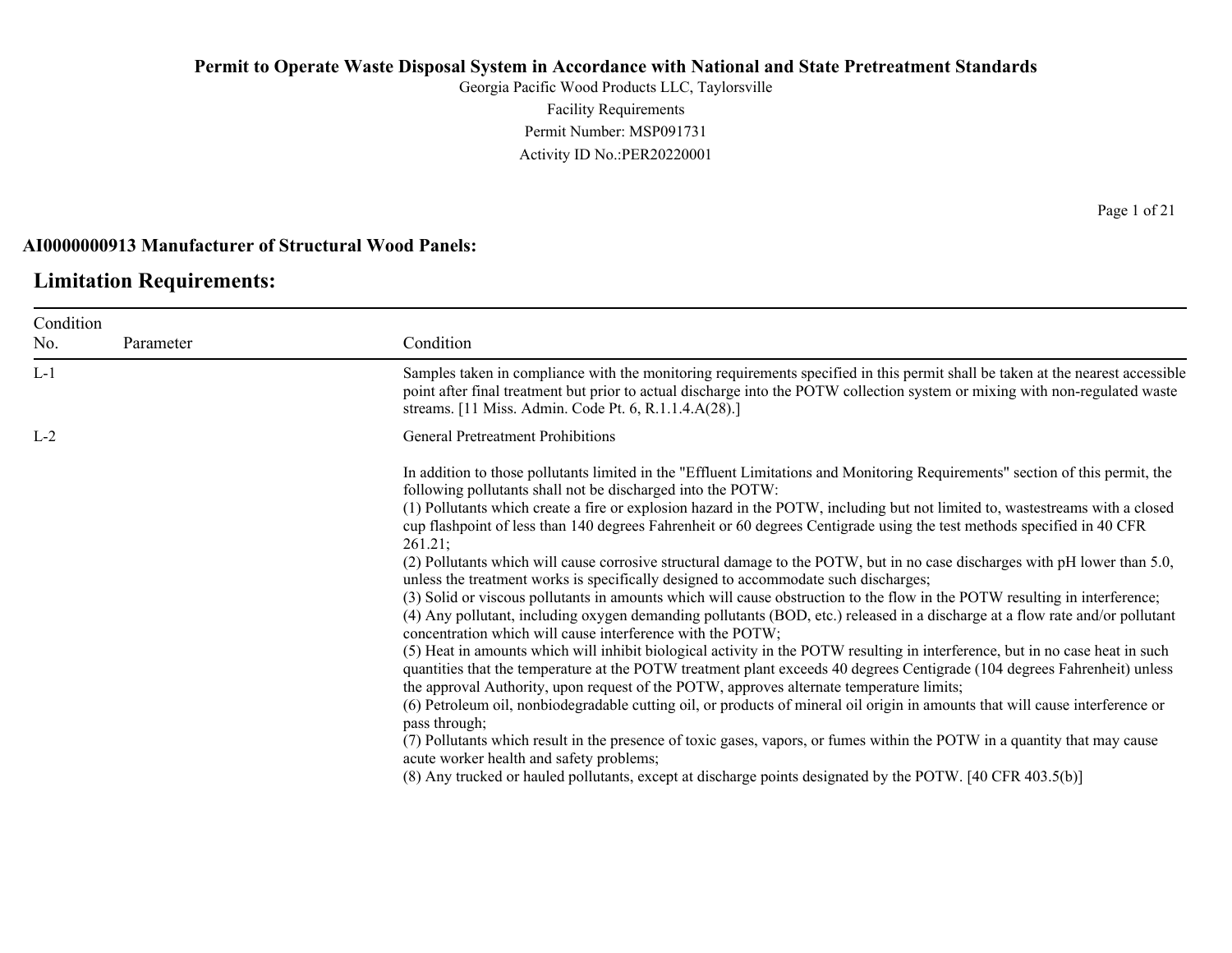**Permit to Operate Waste Disposal System in Accordance with National and State Pretreatment Standards**

Georgia Pacific Wood Products LLC, Taylorsville

Facility Requirements

Permit Number: MSP091731

Activity ID No.:PER20220001

**AI0000000913 Manufacturer of Structural Wood Panels:**

## Limitation Requirements:

| Condition No. | Parameter | Condition |
|---|---|---|
| L-1 | | Samples taken in compliance with the monitoring requirements specified in this permit shall be taken at the nearest accessible point after final treatment but prior to actual discharge into the POTW collection system or mixing with non-regulated waste streams. [11 Miss. Admin. Code Pt. 6, R.1.1.4.A(28).] |
| L-2 | | General Pretreatment Prohibitions<br><br>In addition to those pollutants limited in the "Effluent Limitations and Monitoring Requirements" section of this permit, the following pollutants shall not be discharged into the POTW:<br>(1) Pollutants which create a fire or explosion hazard in the POTW, including but not limited to, wastestreams with a closed cup flashpoint of less than 140 degrees Fahrenheit or 60 degrees Centigrade using the test methods specified in 40 CFR 261.21;<br>(2) Pollutants which will cause corrosive structural damage to the POTW, but in no case discharges with pH lower than 5.0, unless the treatment works is specifically designed to accommodate such discharges;<br>(3) Solid or viscous pollutants in amounts which will cause obstruction to the flow in the POTW resulting in interference;<br>(4) Any pollutant, including oxygen demanding pollutants (BOD, etc.) released in a discharge at a flow rate and/or pollutant concentration which will cause interference with the POTW;<br>(5) Heat in amounts which will inhibit biological activity in the POTW resulting in interference, but in no case heat in such quantities that the temperature at the POTW treatment plant exceeds 40 degrees Centigrade (104 degrees Fahrenheit) unless the approval Authority, upon request of the POTW, approves alternate temperature limits;<br>(6) Petroleum oil, nonbiodegradable cutting oil, or products of mineral oil origin in amounts that will cause interference or pass through;<br>(7) Pollutants which result in the presence of toxic gases, vapors, or fumes within the POTW in a quantity that may cause acute worker health and safety problems;<br>(8) Any trucked or hauled pollutants, except at discharge points designated by the POTW. [40 CFR 403.5(b)] |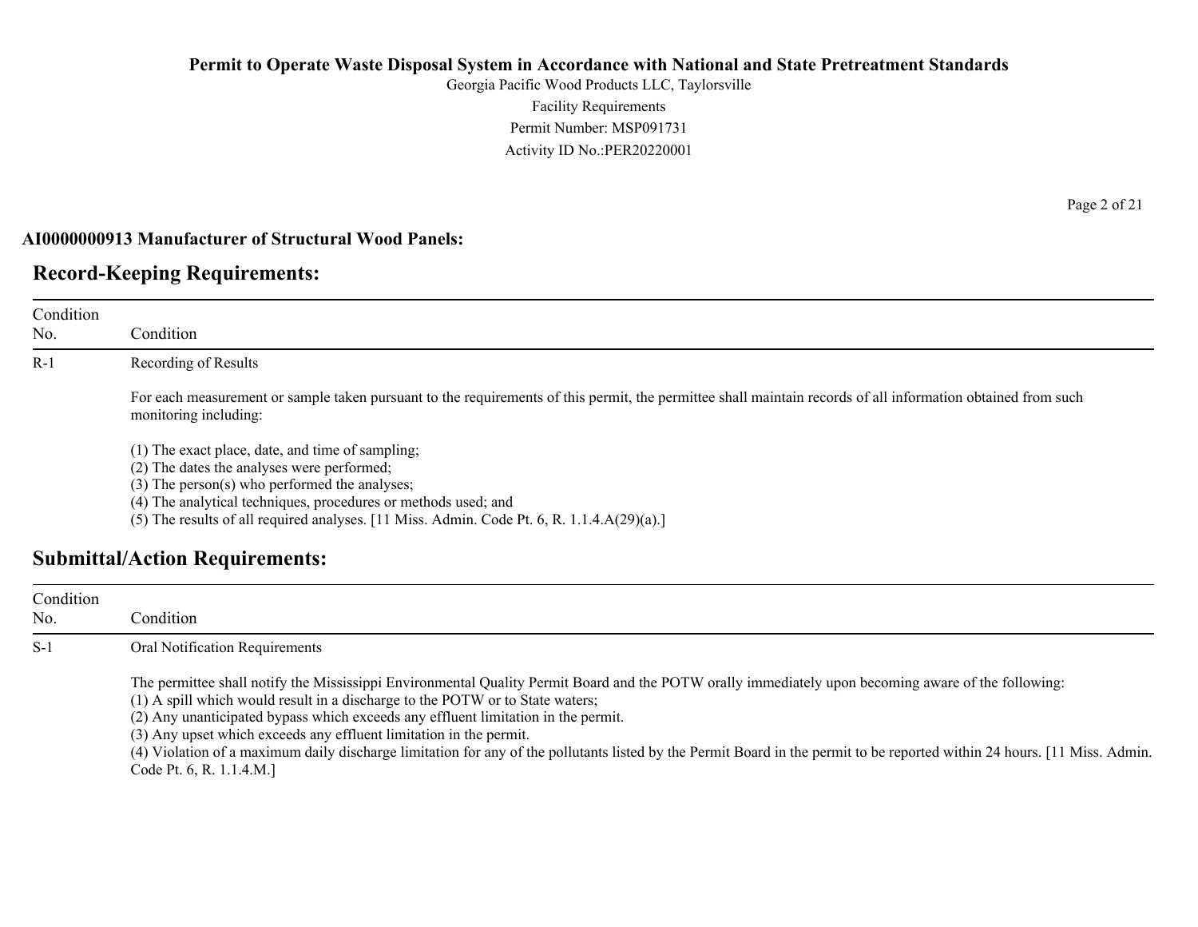**AI0000000913 Manufacturer of Structural Wood Panels:**

## Record-Keeping Requirements:

| Condition No. | Condition |
|---|---|
| R-1 | Recording of Results<br><br>For each measurement or sample taken pursuant to the requirements of this permit, the permittee shall maintain records of all information obtained from such monitoring including:<br><br>(1) The exact place, date, and time of sampling;<br>(2) The dates the analyses were performed;<br>(3) The person(s) who performed the analyses;<br>(4) The analytical techniques, procedures or methods used; and<br>(5) The results of all required analyses. [11 Miss. Admin. Code Pt. 6, R. 1.1.4.A(29)(a).] |

## Submittal/Action Requirements:

| Condition No. | Condition |
|---|---|
| S-1 | Oral Notification Requirements<br><br>The permittee shall notify the Mississippi Environmental Quality Permit Board and the POTW orally immediately upon becoming aware of the following:<br>(1) A spill which would result in a discharge to the POTW or to State waters;<br>(2) Any unanticipated bypass which exceeds any effluent limitation in the permit.<br>(3) Any upset which exceeds any effluent limitation in the permit.<br>(4) Violation of a maximum daily discharge limitation for any of the pollutants listed by the Permit Board in the permit to be reported within 24 hours. [11 Miss. Admin. Code Pt. 6, R. 1.1.4.M.] |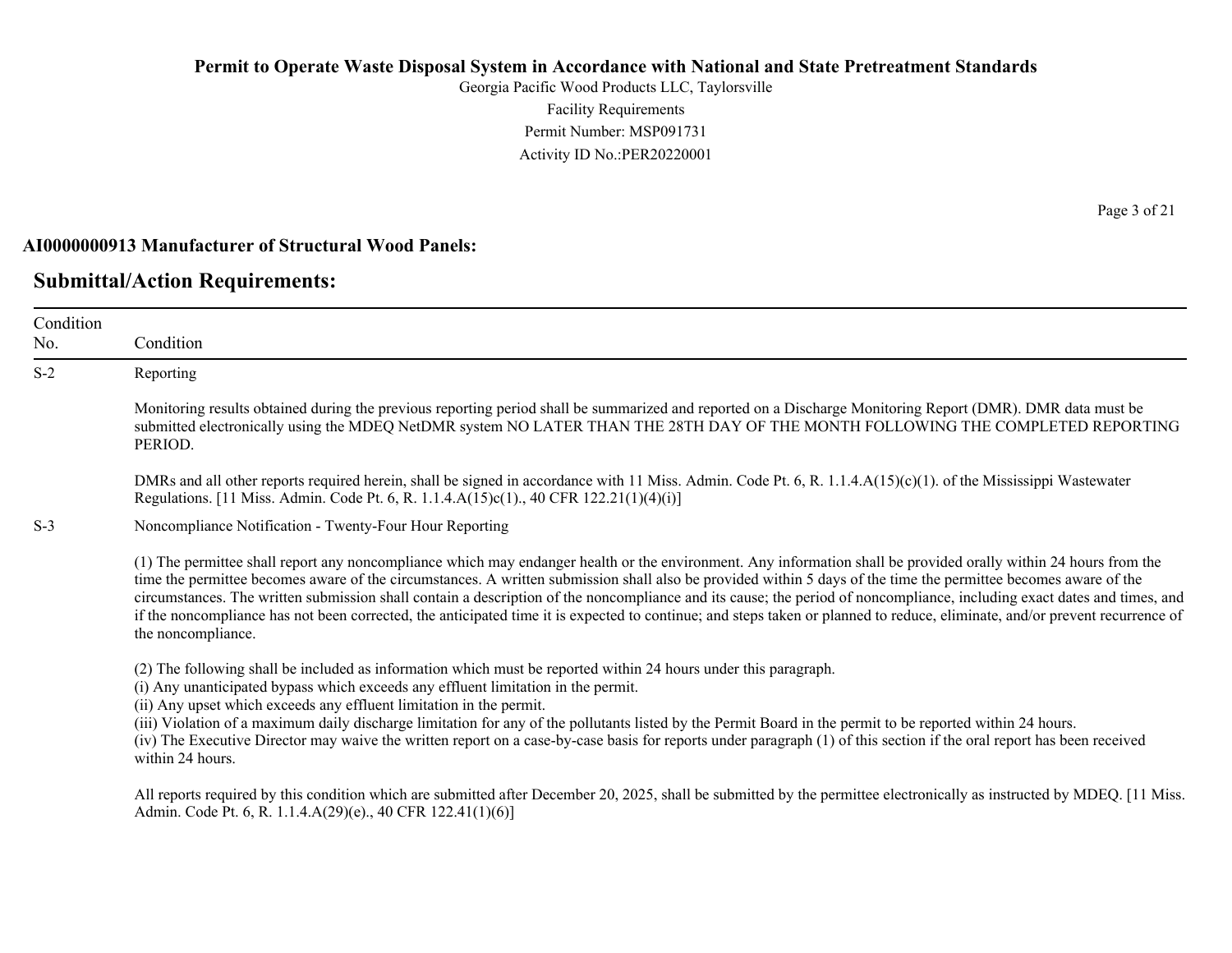**AI0000000913 Manufacturer of Structural Wood Panels:**

## Submittal/Action Requirements:

| Condition No. | Condition |
|---|---|
| S-2 | Reporting<br><br>Monitoring results obtained during the previous reporting period shall be summarized and reported on a Discharge Monitoring Report (DMR). DMR data must be submitted electronically using the MDEQ NetDMR system NO LATER THAN THE 28TH DAY OF THE MONTH FOLLOWING THE COMPLETED REPORTING PERIOD.<br><br>DMRs and all other reports required herein, shall be signed in accordance with 11 Miss. Admin. Code Pt. 6, R. 1.1.4.A(15)(c)(1). of the Mississippi Wastewater Regulations. [11 Miss. Admin. Code Pt. 6, R. 1.1.4.A(15)c(1)., 40 CFR 122.21(1)(4)(i)] |
| S-3 | Noncompliance Notification - Twenty-Four Hour Reporting<br><br>(1) The permittee shall report any noncompliance which may endanger health or the environment. Any information shall be provided orally within 24 hours from the time the permittee becomes aware of the circumstances. A written submission shall also be provided within 5 days of the time the permittee becomes aware of the circumstances. The written submission shall contain a description of the noncompliance and its cause; the period of noncompliance, including exact dates and times, and if the noncompliance has not been corrected, the anticipated time it is expected to continue; and steps taken or planned to reduce, eliminate, and/or prevent recurrence of the noncompliance.<br><br>(2) The following shall be included as information which must be reported within 24 hours under this paragraph.<br>(i) Any unanticipated bypass which exceeds any effluent limitation in the permit.<br>(ii) Any upset which exceeds any effluent limitation in the permit.<br>(iii) Violation of a maximum daily discharge limitation for any of the pollutants listed by the Permit Board in the permit to be reported within 24 hours.<br>(iv) The Executive Director may waive the written report on a case-by-case basis for reports under paragraph (1) of this section if the oral report has been received within 24 hours.<br><br>All reports required by this condition which are submitted after December 20, 2025, shall be submitted by the permittee electronically as instructed by MDEQ. [11 Miss. Admin. Code Pt. 6, R. 1.1.4.A(29)(e)., 40 CFR 122.41(1)(6)] |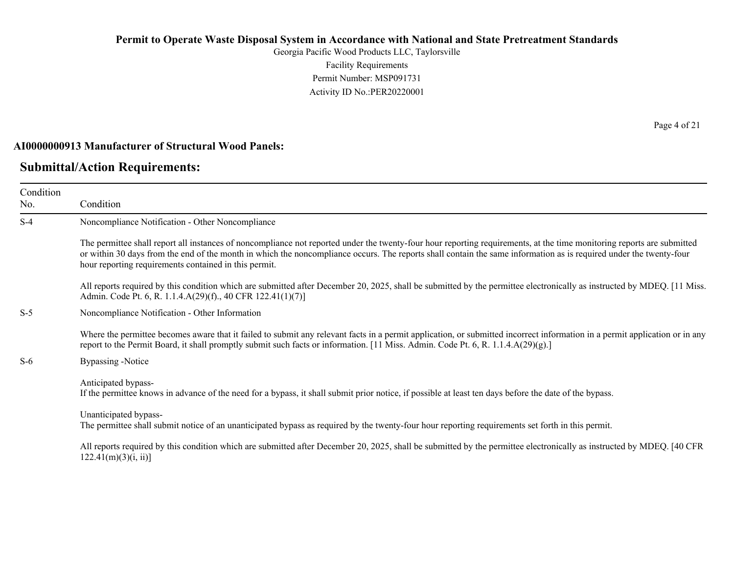**AI0000000913 Manufacturer of Structural Wood Panels:**

## Submittal/Action Requirements:

| Condition No. | Condition |
|---|---|
| S-4 | Noncompliance Notification - Other Noncompliance<br><br>The permittee shall report all instances of noncompliance not reported under the twenty-four hour reporting requirements, at the time monitoring reports are submitted or within 30 days from the end of the month in which the noncompliance occurs. The reports shall contain the same information as is required under the twenty-four hour reporting requirements contained in this permit.<br><br>All reports required by this condition which are submitted after December 20, 2025, shall be submitted by the permittee electronically as instructed by MDEQ. [11 Miss. Admin. Code Pt. 6, R. 1.1.4.A(29)(f)., 40 CFR 122.41(1)(7)] |
| S-5 | Noncompliance Notification - Other Information<br><br>Where the permittee becomes aware that it failed to submit any relevant facts in a permit application, or submitted incorrect information in a permit application or in any report to the Permit Board, it shall promptly submit such facts or information. [11 Miss. Admin. Code Pt. 6, R. 1.1.4.A(29)(g).] |
| S-6 | Bypassing -Notice<br><br>Anticipated bypass-<br>If the permittee knows in advance of the need for a bypass, it shall submit prior notice, if possible at least ten days before the date of the bypass.<br><br>Unanticipated bypass-<br>The permittee shall submit notice of an unanticipated bypass as required by the twenty-four hour reporting requirements set forth in this permit.<br><br>All reports required by this condition which are submitted after December 20, 2025, shall be submitted by the permittee electronically as instructed by MDEQ. [40 CFR 122.41(m)(3)(i, ii)] |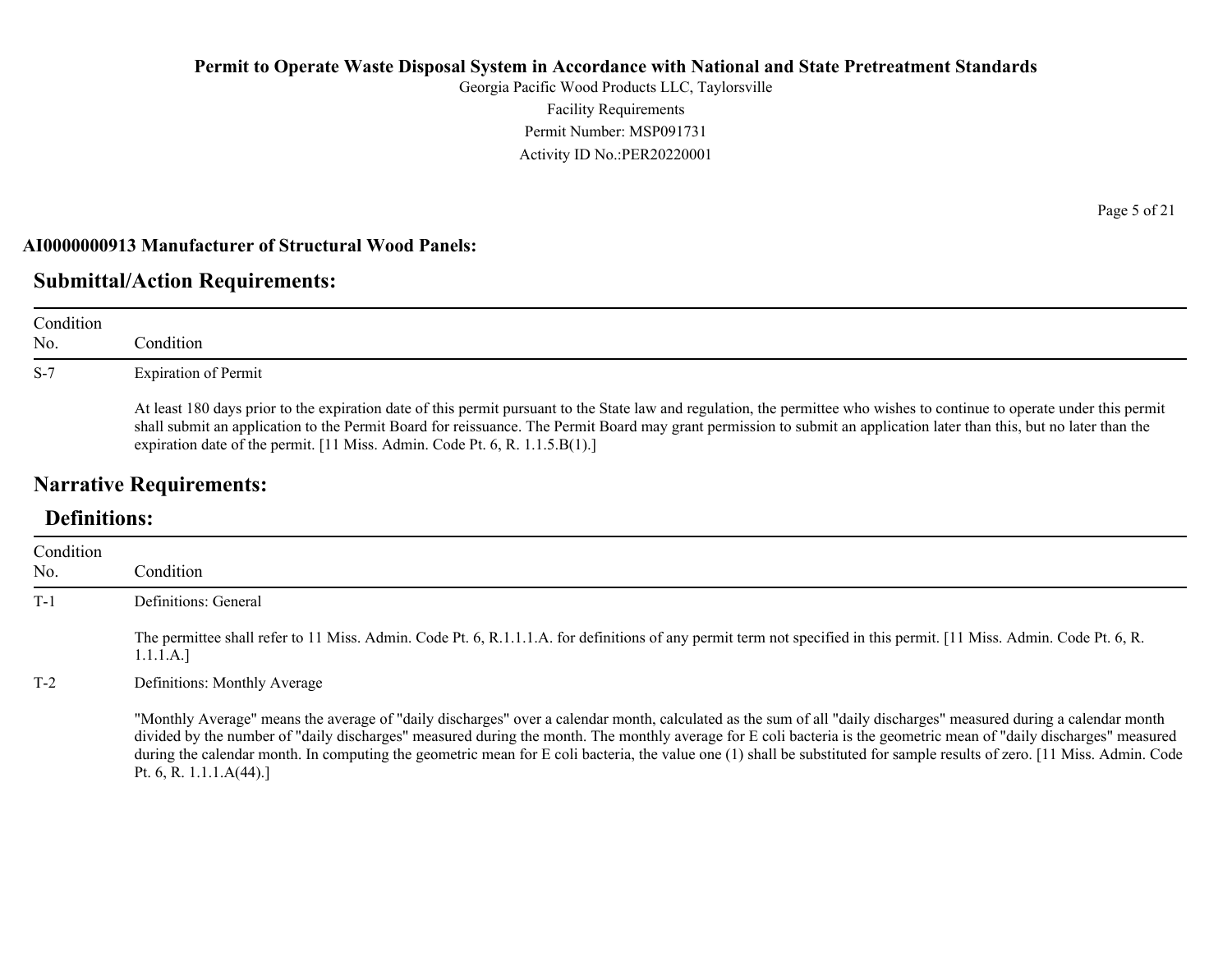**AI0000000913 Manufacturer of Structural Wood Panels:**

## Submittal/Action Requirements:

| Condition No. | Condition |
|---|---|
| S-7 | Expiration of Permit<br><br>At least 180 days prior to the expiration date of this permit pursuant to the State law and regulation, the permittee who wishes to continue to operate under this permit shall submit an application to the Permit Board for reissuance. The Permit Board may grant permission to submit an application later than this, but no later than the expiration date of the permit. [11 Miss. Admin. Code Pt. 6, R. 1.1.5.B(1).] |

## Narrative Requirements:

### Definitions:

| Condition No. | Condition |
|---|---|
| T-1 | Definitions: General<br><br>The permittee shall refer to 11 Miss. Admin. Code Pt. 6, R.1.1.1.A. for definitions of any permit term not specified in this permit. [11 Miss. Admin. Code Pt. 6, R. 1.1.1.A.] |
| T-2 | Definitions: Monthly Average<br><br>"Monthly Average" means the average of "daily discharges" over a calendar month, calculated as the sum of all "daily discharges" measured during a calendar month divided by the number of "daily discharges" measured during the month. The monthly average for E coli bacteria is the geometric mean of "daily discharges" measured during the calendar month. In computing the geometric mean for E coli bacteria, the value one (1) shall be substituted for sample results of zero. [11 Miss. Admin. Code Pt. 6, R. 1.1.1.A(44).] |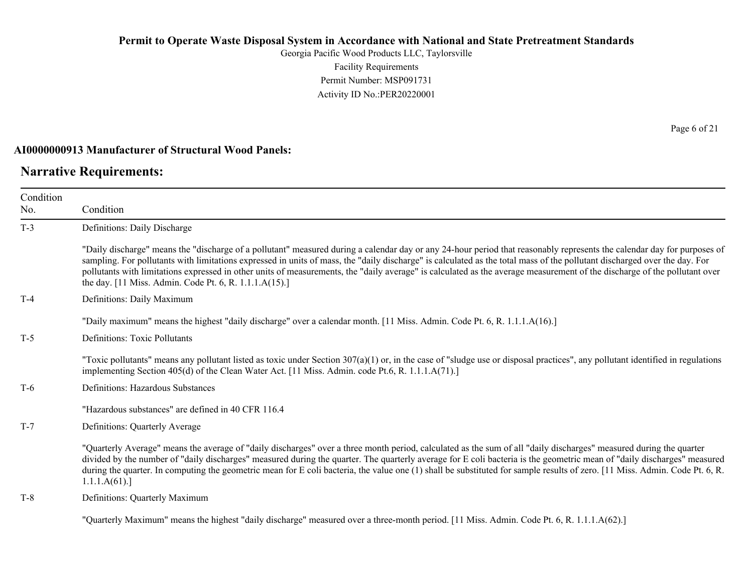**AI0000000913 Manufacturer of Structural Wood Panels:**

## Narrative Requirements:

| Condition No. | Condition |
|---|---|
| T-3 | Definitions: Daily Discharge<br><br>"Daily discharge" means the "discharge of a pollutant" measured during a calendar day or any 24-hour period that reasonably represents the calendar day for purposes of sampling. For pollutants with limitations expressed in units of mass, the "daily discharge" is calculated as the total mass of the pollutant discharged over the day. For pollutants with limitations expressed in other units of measurements, the "daily average" is calculated as the average measurement of the discharge of the pollutant over the day. [11 Miss. Admin. Code Pt. 6, R. 1.1.1.A(15).] |
| T-4 | Definitions: Daily Maximum<br><br>"Daily maximum" means the highest "daily discharge" over a calendar month. [11 Miss. Admin. Code Pt. 6, R. 1.1.1.A(16).] |
| T-5 | Definitions: Toxic Pollutants<br><br>"Toxic pollutants" means any pollutant listed as toxic under Section 307(a)(1) or, in the case of "sludge use or disposal practices", any pollutant identified in regulations implementing Section 405(d) of the Clean Water Act. [11 Miss. Admin. code Pt.6, R. 1.1.1.A(71).] |
| T-6 | Definitions: Hazardous Substances<br><br>"Hazardous substances" are defined in 40 CFR 116.4 |
| T-7 | Definitions: Quarterly Average<br><br>"Quarterly Average" means the average of "daily discharges" over a three month period, calculated as the sum of all "daily discharges" measured during the quarter divided by the number of "daily discharges" measured during the quarter. The quarterly average for E coli bacteria is the geometric mean of "daily discharges" measured during the quarter. In computing the geometric mean for E coli bacteria, the value one (1) shall be substituted for sample results of zero. [11 Miss. Admin. Code Pt. 6, R. 1.1.1.A(61).] |
| T-8 | Definitions: Quarterly Maximum<br><br>"Quarterly Maximum" means the highest "daily discharge" measured over a three-month period. [11 Miss. Admin. Code Pt. 6, R. 1.1.1.A(62).] |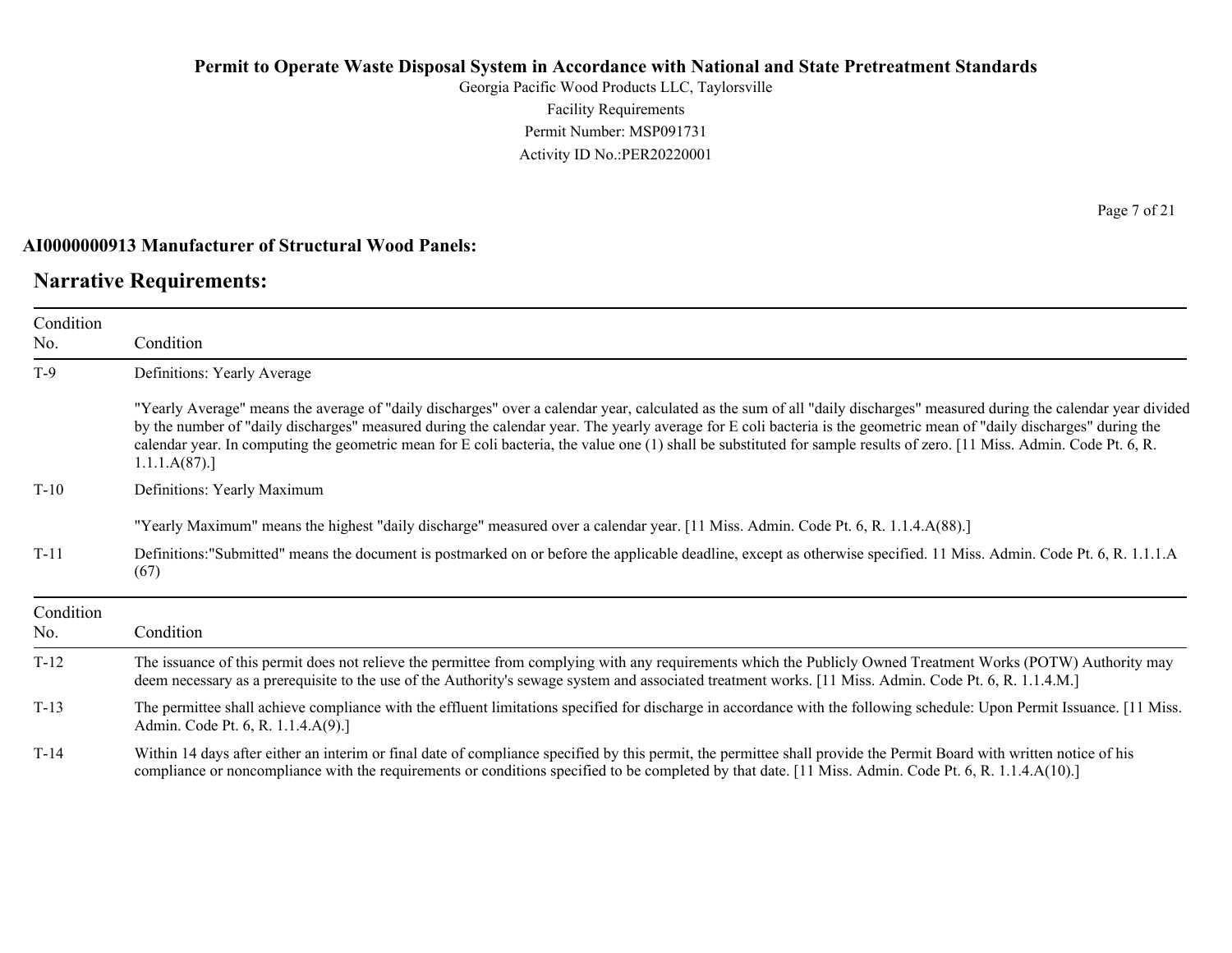**AI0000000913 Manufacturer of Structural Wood Panels:**

## Narrative Requirements:

| Condition No. | Condition |
|---|---|
| T-9 | Definitions: Yearly Average<br><br>"Yearly Average" means the average of "daily discharges" over a calendar year, calculated as the sum of all "daily discharges" measured during the calendar year divided by the number of "daily discharges" measured during the calendar year. The yearly average for E coli bacteria is the geometric mean of "daily discharges" during the calendar year. In computing the geometric mean for E coli bacteria, the value one (1) shall be substituted for sample results of zero. [11 Miss. Admin. Code Pt. 6, R. 1.1.1.A(87).] |
| T-10 | Definitions: Yearly Maximum<br><br>"Yearly Maximum" means the highest "daily discharge" measured over a calendar year. [11 Miss. Admin. Code Pt. 6, R. 1.1.4.A(88).] |
| T-11 | Definitions:"Submitted" means the document is postmarked on or before the applicable deadline, except as otherwise specified. 11 Miss. Admin. Code Pt. 6, R. 1.1.1.A (67) |

| Condition No. | Condition |
|---|---|
| T-12 | The issuance of this permit does not relieve the permittee from complying with any requirements which the Publicly Owned Treatment Works (POTW) Authority may deem necessary as a prerequisite to the use of the Authority's sewage system and associated treatment works. [11 Miss. Admin. Code Pt. 6, R. 1.1.4.M.] |
| T-13 | The permittee shall achieve compliance with the effluent limitations specified for discharge in accordance with the following schedule: Upon Permit Issuance. [11 Miss. Admin. Code Pt. 6, R. 1.1.4.A(9).] |
| T-14 | Within 14 days after either an interim or final date of compliance specified by this permit, the permittee shall provide the Permit Board with written notice of his compliance or noncompliance with the requirements or conditions specified to be completed by that date. [11 Miss. Admin. Code Pt. 6, R. 1.1.4.A(10).] |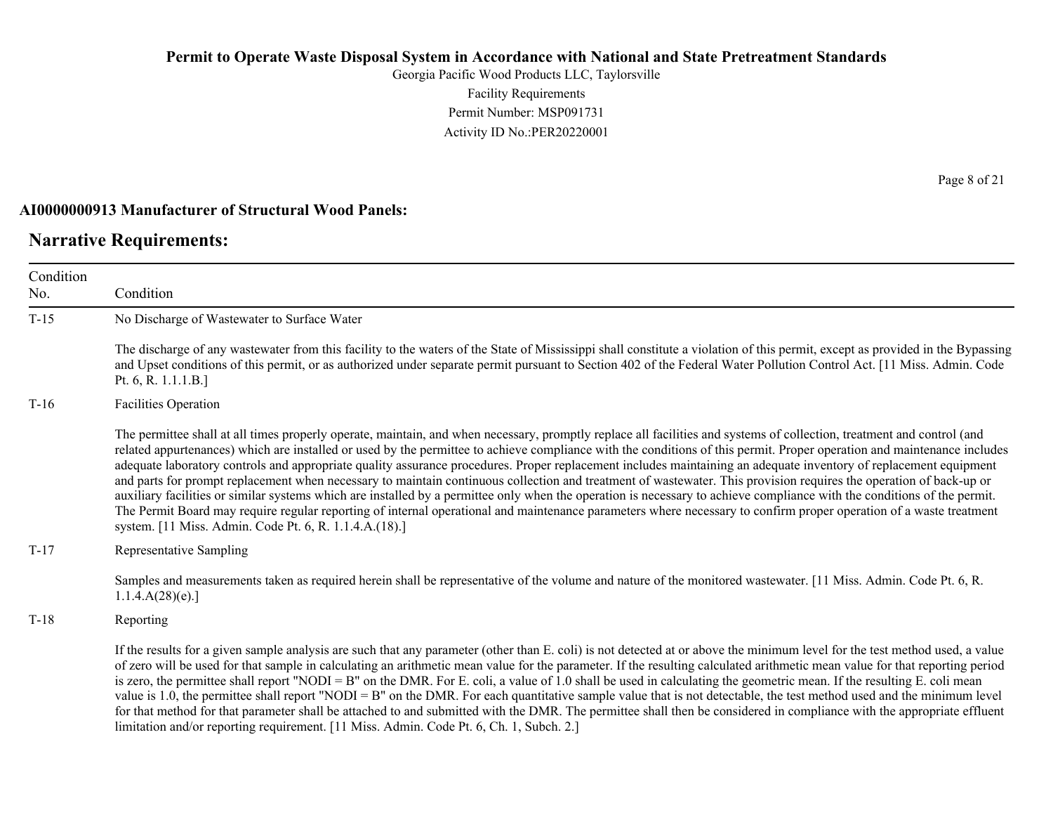**AI0000000913 Manufacturer of Structural Wood Panels:**

## Narrative Requirements:

| Condition No. | Condition |
|---|---|
| T-15 | No Discharge of Wastewater to Surface Water<br><br>The discharge of any wastewater from this facility to the waters of the State of Mississippi shall constitute a violation of this permit, except as provided in the Bypassing and Upset conditions of this permit, or as authorized under separate permit pursuant to Section 402 of the Federal Water Pollution Control Act. [11 Miss. Admin. Code Pt. 6, R. 1.1.1.B.] |
| T-16 | Facilities Operation<br><br>The permittee shall at all times properly operate, maintain, and when necessary, promptly replace all facilities and systems of collection, treatment and control (and related appurtenances) which are installed or used by the permittee to achieve compliance with the conditions of this permit. Proper operation and maintenance includes adequate laboratory controls and appropriate quality assurance procedures. Proper replacement includes maintaining an adequate inventory of replacement equipment and parts for prompt replacement when necessary to maintain continuous collection and treatment of wastewater. This provision requires the operation of back-up or auxiliary facilities or similar systems which are installed by a permittee only when the operation is necessary to achieve compliance with the conditions of the permit. The Permit Board may require regular reporting of internal operational and maintenance parameters where necessary to confirm proper operation of a waste treatment system. [11 Miss. Admin. Code Pt. 6, R. 1.1.4.A.(18).] |
| T-17 | Representative Sampling<br><br>Samples and measurements taken as required herein shall be representative of the volume and nature of the monitored wastewater. [11 Miss. Admin. Code Pt. 6, R. 1.1.4.A(28)(e).] |
| T-18 | Reporting<br><br>If the results for a given sample analysis are such that any parameter (other than E. coli) is not detected at or above the minimum level for the test method used, a value of zero will be used for that sample in calculating an arithmetic mean value for the parameter. If the resulting calculated arithmetic mean value for that reporting period is zero, the permittee shall report "NODI = B" on the DMR. For E. coli, a value of 1.0 shall be used in calculating the geometric mean. If the resulting E. coli mean value is 1.0, the permittee shall report "NODI = B" on the DMR. For each quantitative sample value that is not detectable, the test method used and the minimum level for that method for that parameter shall be attached to and submitted with the DMR. The permittee shall then be considered in compliance with the appropriate effluent limitation and/or reporting requirement. [11 Miss. Admin. Code Pt. 6, Ch. 1, Subch. 2.] |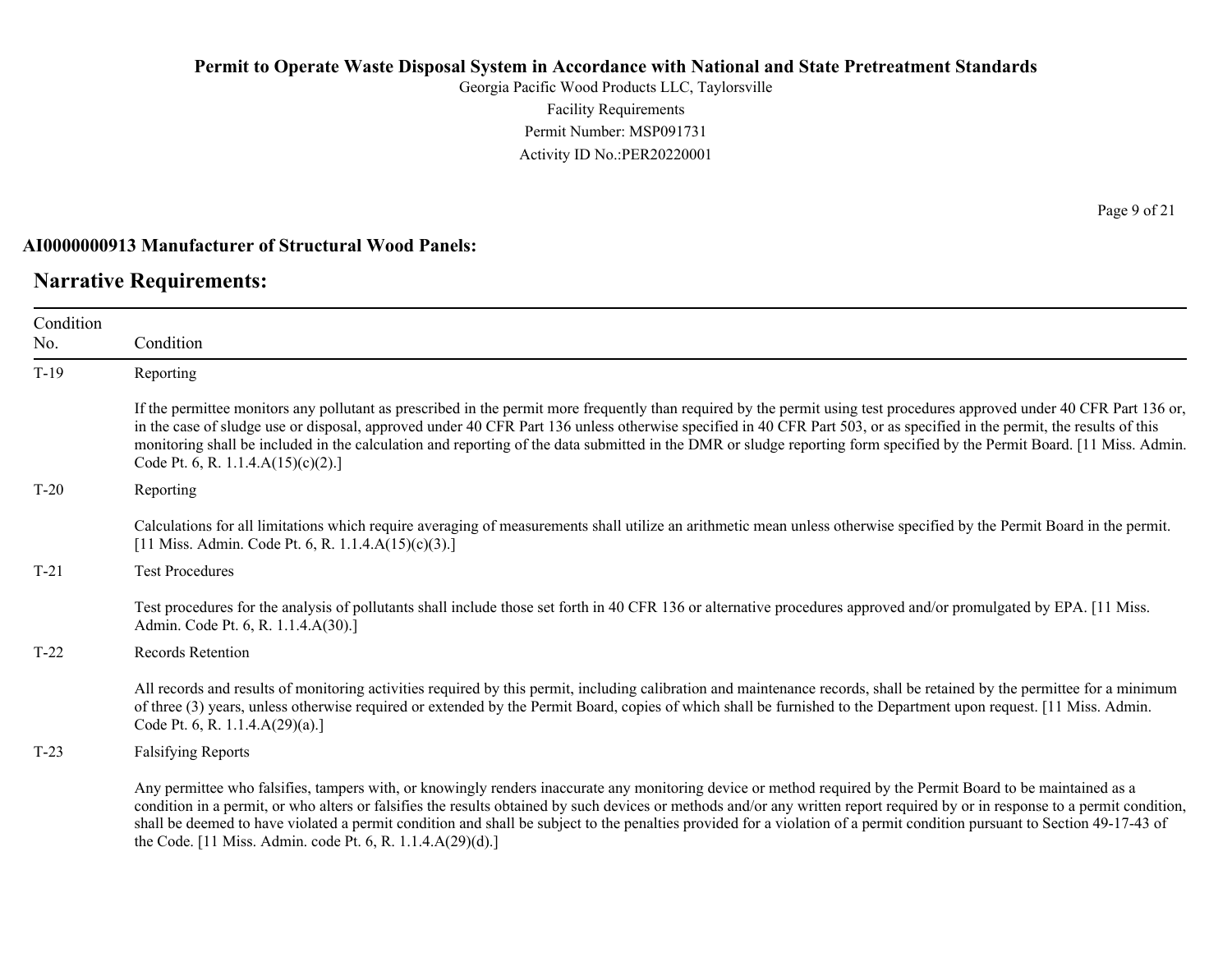**AI0000000913 Manufacturer of Structural Wood Panels:**

## Narrative Requirements:

| Condition No. | Condition |
|---|---|
| T-19 | Reporting<br><br>If the permittee monitors any pollutant as prescribed in the permit more frequently than required by the permit using test procedures approved under 40 CFR Part 136 or, in the case of sludge use or disposal, approved under 40 CFR Part 136 unless otherwise specified in 40 CFR Part 503, or as specified in the permit, the results of this monitoring shall be included in the calculation and reporting of the data submitted in the DMR or sludge reporting form specified by the Permit Board. [11 Miss. Admin. Code Pt. 6, R. 1.1.4.A(15)(c)(2).] |
| T-20 | Reporting<br><br>Calculations for all limitations which require averaging of measurements shall utilize an arithmetic mean unless otherwise specified by the Permit Board in the permit. [11 Miss. Admin. Code Pt. 6, R. 1.1.4.A(15)(c)(3).] |
| T-21 | Test Procedures<br><br>Test procedures for the analysis of pollutants shall include those set forth in 40 CFR 136 or alternative procedures approved and/or promulgated by EPA. [11 Miss. Admin. Code Pt. 6, R. 1.1.4.A(30).] |
| T-22 | Records Retention<br><br>All records and results of monitoring activities required by this permit, including calibration and maintenance records, shall be retained by the permittee for a minimum of three (3) years, unless otherwise required or extended by the Permit Board, copies of which shall be furnished to the Department upon request. [11 Miss. Admin. Code Pt. 6, R. 1.1.4.A(29)(a).] |
| T-23 | Falsifying Reports<br><br>Any permittee who falsifies, tampers with, or knowingly renders inaccurate any monitoring device or method required by the Permit Board to be maintained as a condition in a permit, or who alters or falsifies the results obtained by such devices or methods and/or any written report required by or in response to a permit condition, shall be deemed to have violated a permit condition and shall be subject to the penalties provided for a violation of a permit condition pursuant to Section 49-17-43 of the Code. [11 Miss. Admin. code Pt. 6, R. 1.1.4.A(29)(d).] |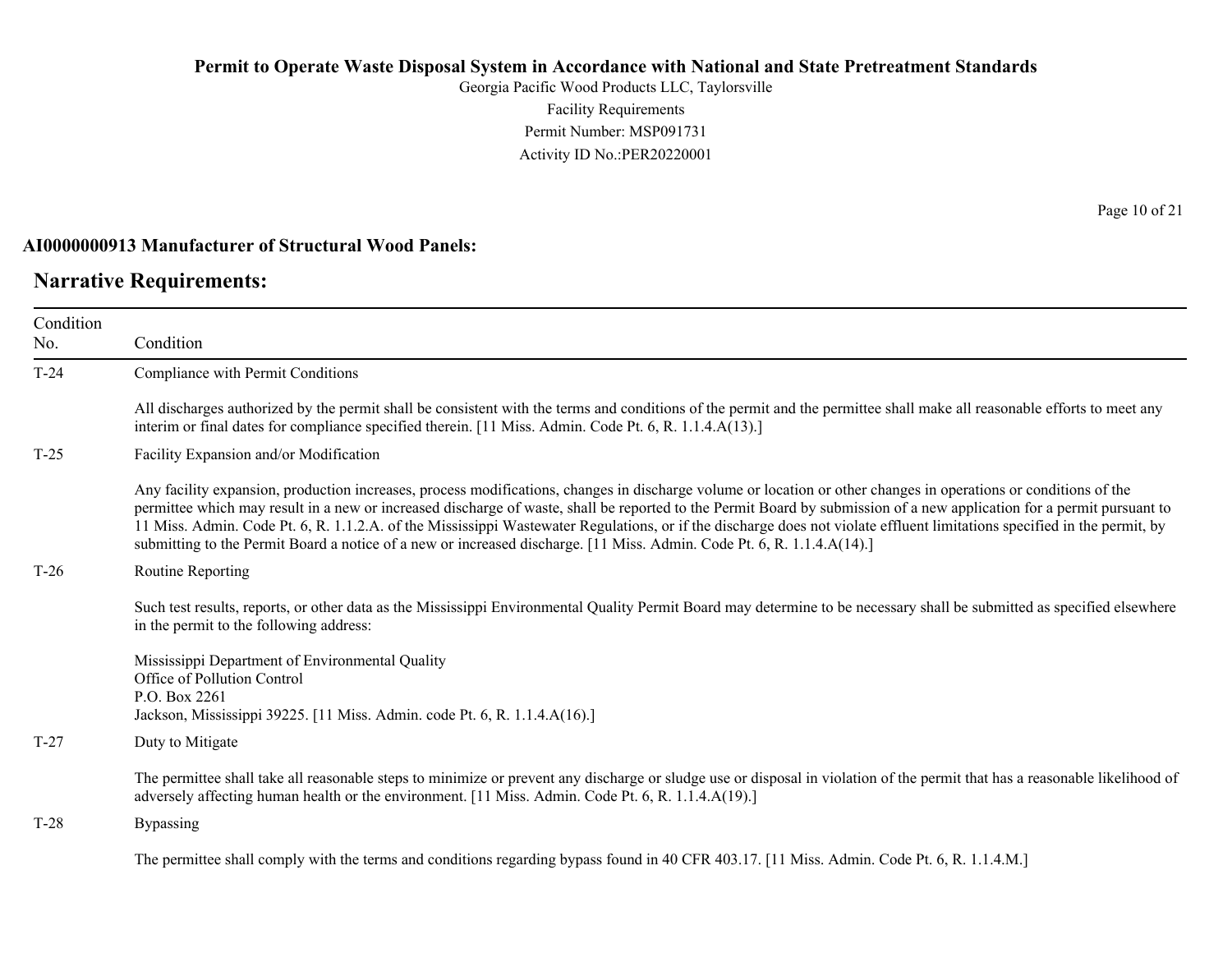**AI0000000913 Manufacturer of Structural Wood Panels:**

## Narrative Requirements:

| Condition No. | Condition |
|---|---|
| T-24 | Compliance with Permit Conditions<br><br>All discharges authorized by the permit shall be consistent with the terms and conditions of the permit and the permittee shall make all reasonable efforts to meet any interim or final dates for compliance specified therein. [11 Miss. Admin. Code Pt. 6, R. 1.1.4.A(13).] |
| T-25 | Facility Expansion and/or Modification<br><br>Any facility expansion, production increases, process modifications, changes in discharge volume or location or other changes in operations or conditions of the permittee which may result in a new or increased discharge of waste, shall be reported to the Permit Board by submission of a new application for a permit pursuant to 11 Miss. Admin. Code Pt. 6, R. 1.1.2.A. of the Mississippi Wastewater Regulations, or if the discharge does not violate effluent limitations specified in the permit, by submitting to the Permit Board a notice of a new or increased discharge. [11 Miss. Admin. Code Pt. 6, R. 1.1.4.A(14).] |
| T-26 | Routine Reporting<br><br>Such test results, reports, or other data as the Mississippi Environmental Quality Permit Board may determine to be necessary shall be submitted as specified elsewhere in the permit to the following address:<br><br>Mississippi Department of Environmental Quality<br>Office of Pollution Control<br>P.O. Box 2261<br>Jackson, Mississippi 39225. [11 Miss. Admin. code Pt. 6, R. 1.1.4.A(16).] |
| T-27 | Duty to Mitigate<br><br>The permittee shall take all reasonable steps to minimize or prevent any discharge or sludge use or disposal in violation of the permit that has a reasonable likelihood of adversely affecting human health or the environment. [11 Miss. Admin. Code Pt. 6, R. 1.1.4.A(19).] |
| T-28 | Bypassing<br><br>The permittee shall comply with the terms and conditions regarding bypass found in 40 CFR 403.17. [11 Miss. Admin. Code Pt. 6, R. 1.1.4.M.] |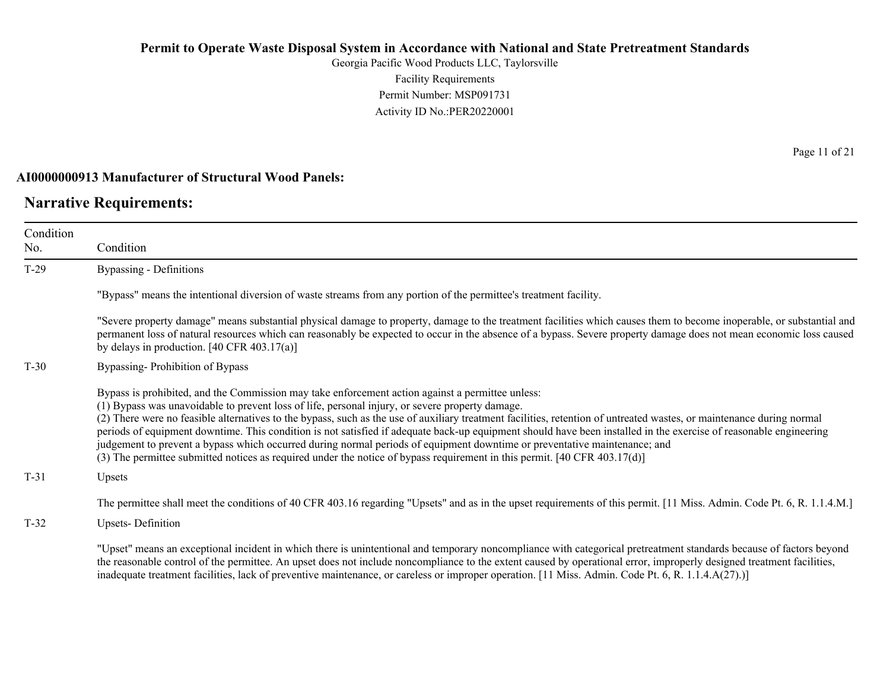**AI0000000913 Manufacturer of Structural Wood Panels:**

## Narrative Requirements:

| Condition No. | Condition |
|---|---|
| T-29 | Bypassing - Definitions<br><br>"Bypass" means the intentional diversion of waste streams from any portion of the permittee's treatment facility.<br><br>"Severe property damage" means substantial physical damage to property, damage to the treatment facilities which causes them to become inoperable, or substantial and permanent loss of natural resources which can reasonably be expected to occur in the absence of a bypass. Severe property damage does not mean economic loss caused by delays in production. [40 CFR 403.17(a)] |
| T-30 | Bypassing- Prohibition of Bypass<br><br>Bypass is prohibited, and the Commission may take enforcement action against a permittee unless:<br>(1) Bypass was unavoidable to prevent loss of life, personal injury, or severe property damage.<br>(2) There were no feasible alternatives to the bypass, such as the use of auxiliary treatment facilities, retention of untreated wastes, or maintenance during normal periods of equipment downtime. This condition is not satisfied if adequate back-up equipment should have been installed in the exercise of reasonable engineering judgement to prevent a bypass which occurred during normal periods of equipment downtime or preventative maintenance; and<br>(3) The permittee submitted notices as required under the notice of bypass requirement in this permit. [40 CFR 403.17(d)] |
| T-31 | Upsets<br><br>The permittee shall meet the conditions of 40 CFR 403.16 regarding "Upsets" and as in the upset requirements of this permit. [11 Miss. Admin. Code Pt. 6, R. 1.1.4.M.] |
| T-32 | Upsets- Definition<br><br>"Upset" means an exceptional incident in which there is unintentional and temporary noncompliance with categorical pretreatment standards because of factors beyond the reasonable control of the permittee. An upset does not include noncompliance to the extent caused by operational error, improperly designed treatment facilities, inadequate treatment facilities, lack of preventive maintenance, or careless or improper operation. [11 Miss. Admin. Code Pt. 6, R. 1.1.4.A(27).)] |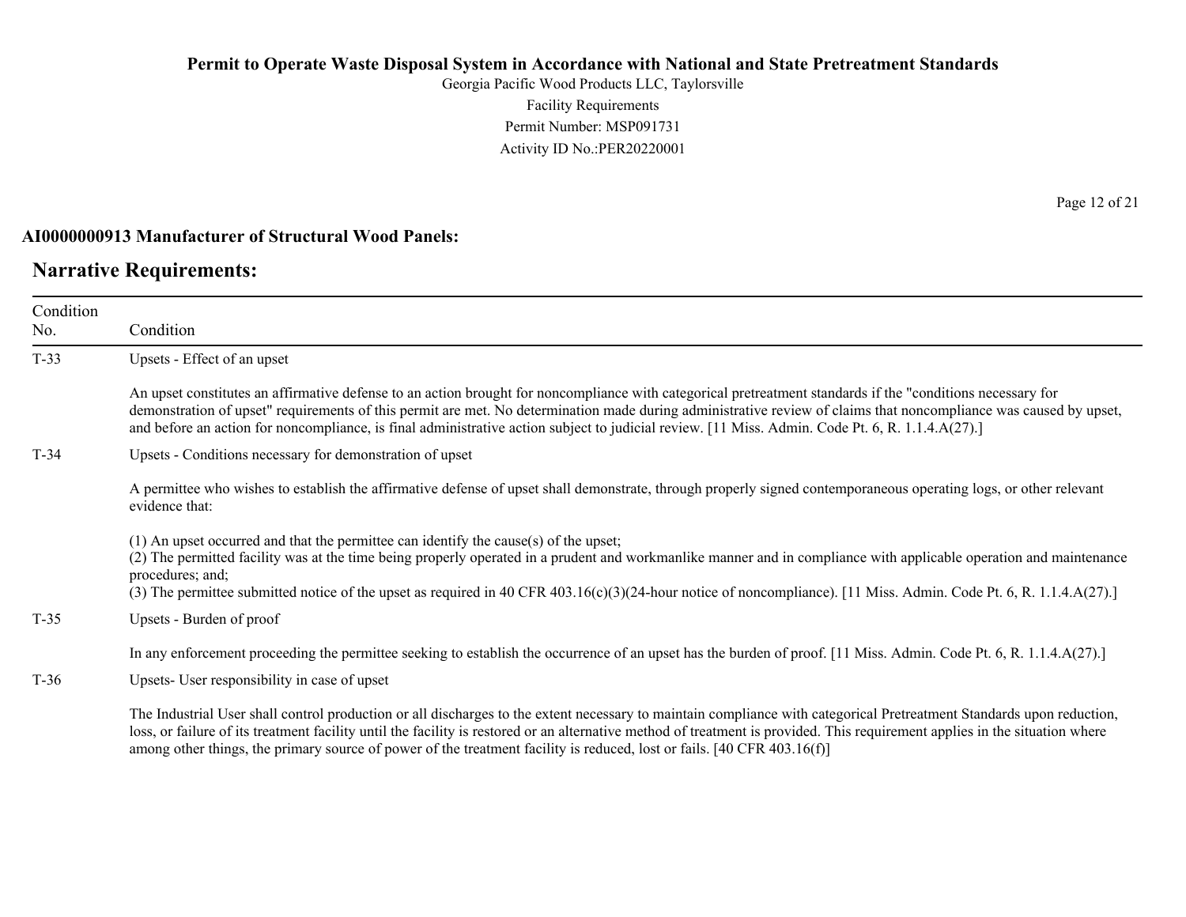**AI0000000913 Manufacturer of Structural Wood Panels:**

## Narrative Requirements:

| Condition No. | Condition |
| --- | --- |
| T-33 | Upsets - Effect of an upset<br><br>An upset constitutes an affirmative defense to an action brought for noncompliance with categorical pretreatment standards if the "conditions necessary for demonstration of upset" requirements of this permit are met. No determination made during administrative review of claims that noncompliance was caused by upset, and before an action for noncompliance, is final administrative action subject to judicial review. [11 Miss. Admin. Code Pt. 6, R. 1.1.4.A(27).] |
| T-34 | Upsets - Conditions necessary for demonstration of upset<br><br>A permittee who wishes to establish the affirmative defense of upset shall demonstrate, through properly signed contemporaneous operating logs, or other relevant evidence that:<br><br>(1) An upset occurred and that the permittee can identify the cause(s) of the upset;<br>(2) The permitted facility was at the time being properly operated in a prudent and workmanlike manner and in compliance with applicable operation and maintenance procedures; and;<br>(3) The permittee submitted notice of the upset as required in 40 CFR 403.16(c)(3)(24-hour notice of noncompliance). [11 Miss. Admin. Code Pt. 6, R. 1.1.4.A(27).] |
| T-35 | Upsets - Burden of proof<br><br>In any enforcement proceeding the permittee seeking to establish the occurrence of an upset has the burden of proof. [11 Miss. Admin. Code Pt. 6, R. 1.1.4.A(27).] |
| T-36 | Upsets- User responsibility in case of upset<br><br>The Industrial User shall control production or all discharges to the extent necessary to maintain compliance with categorical Pretreatment Standards upon reduction, loss, or failure of its treatment facility until the facility is restored or an alternative method of treatment is provided. This requirement applies in the situation where among other things, the primary source of power of the treatment facility is reduced, lost or fails. [40 CFR 403.16(f)] |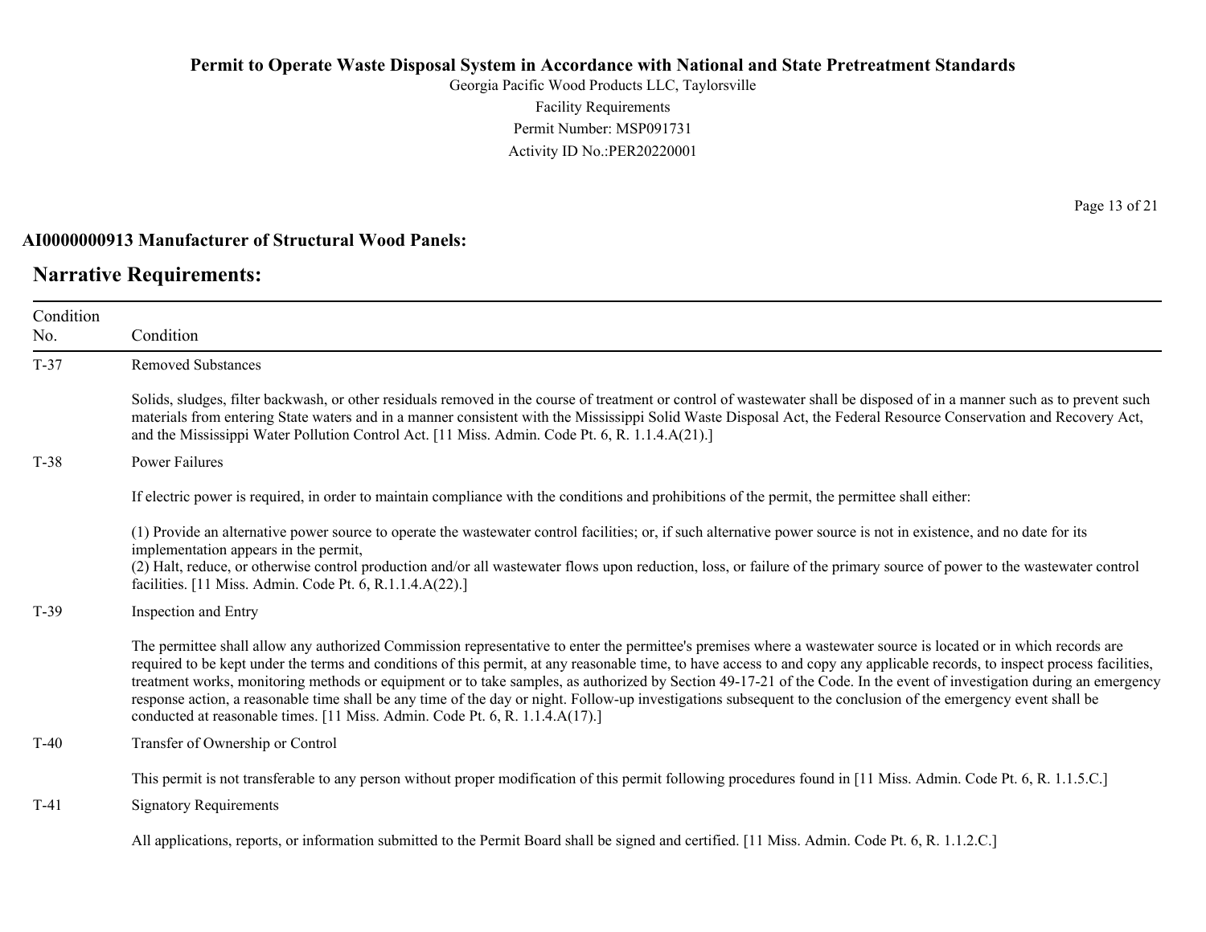**AI0000000913 Manufacturer of Structural Wood Panels:**

## Narrative Requirements:

| Condition No. | Condition |
|---|---|
| T-37 | Removed Substances<br><br>Solids, sludges, filter backwash, or other residuals removed in the course of treatment or control of wastewater shall be disposed of in a manner such as to prevent such materials from entering State waters and in a manner consistent with the Mississippi Solid Waste Disposal Act, the Federal Resource Conservation and Recovery Act, and the Mississippi Water Pollution Control Act. [11 Miss. Admin. Code Pt. 6, R. 1.1.4.A(21).] |
| T-38 | Power Failures<br><br>If electric power is required, in order to maintain compliance with the conditions and prohibitions of the permit, the permittee shall either:<br><br>(1) Provide an alternative power source to operate the wastewater control facilities; or, if such alternative power source is not in existence, and no date for its implementation appears in the permit,<br>(2) Halt, reduce, or otherwise control production and/or all wastewater flows upon reduction, loss, or failure of the primary source of power to the wastewater control facilities. [11 Miss. Admin. Code Pt. 6, R.1.1.4.A(22).] |
| T-39 | Inspection and Entry<br><br>The permittee shall allow any authorized Commission representative to enter the permittee's premises where a wastewater source is located or in which records are required to be kept under the terms and conditions of this permit, at any reasonable time, to have access to and copy any applicable records, to inspect process facilities, treatment works, monitoring methods or equipment or to take samples, as authorized by Section 49-17-21 of the Code. In the event of investigation during an emergency response action, a reasonable time shall be any time of the day or night. Follow-up investigations subsequent to the conclusion of the emergency event shall be conducted at reasonable times. [11 Miss. Admin. Code Pt. 6, R. 1.1.4.A(17).] |
| T-40 | Transfer of Ownership or Control<br><br>This permit is not transferable to any person without proper modification of this permit following procedures found in [11 Miss. Admin. Code Pt. 6, R. 1.1.5.C.] |
| T-41 | Signatory Requirements<br><br>All applications, reports, or information submitted to the Permit Board shall be signed and certified. [11 Miss. Admin. Code Pt. 6, R. 1.1.2.C.] |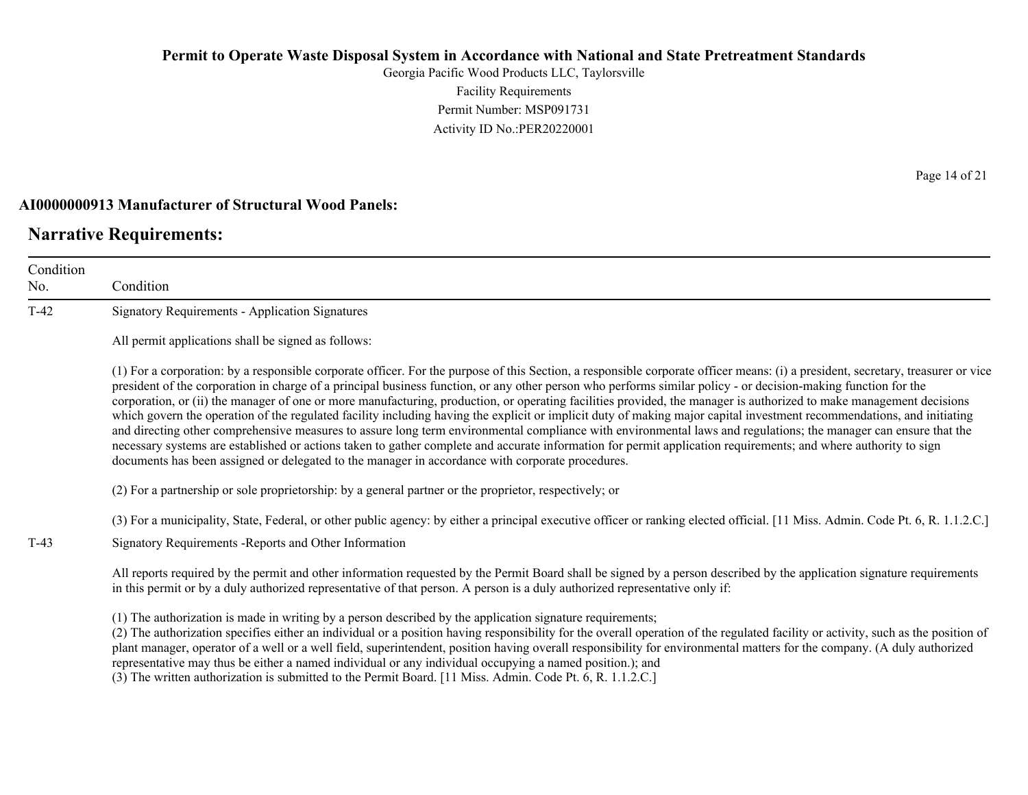**AI0000000913 Manufacturer of Structural Wood Panels:**

## Narrative Requirements:

| Condition No. | Condition |
|---|---|
| T-42 | Signatory Requirements - Application Signatures<br><br>All permit applications shall be signed as follows:<br><br>(1) For a corporation: by a responsible corporate officer. For the purpose of this Section, a responsible corporate officer means: (i) a president, secretary, treasurer or vice president of the corporation in charge of a principal business function, or any other person who performs similar policy - or decision-making function for the corporation, or (ii) the manager of one or more manufacturing, production, or operating facilities provided, the manager is authorized to make management decisions which govern the operation of the regulated facility including having the explicit or implicit duty of making major capital investment recommendations, and initiating and directing other comprehensive measures to assure long term environmental compliance with environmental laws and regulations; the manager can ensure that the necessary systems are established or actions taken to gather complete and accurate information for permit application requirements; and where authority to sign documents has been assigned or delegated to the manager in accordance with corporate procedures.<br><br>(2) For a partnership or sole proprietorship: by a general partner or the proprietor, respectively; or<br><br>(3) For a municipality, State, Federal, or other public agency: by either a principal executive officer or ranking elected official. [11 Miss. Admin. Code Pt. 6, R. 1.1.2.C.] |
| T-43 | Signatory Requirements -Reports and Other Information<br><br>All reports required by the permit and other information requested by the Permit Board shall be signed by a person described by the application signature requirements in this permit or by a duly authorized representative of that person. A person is a duly authorized representative only if:<br><br>(1) The authorization is made in writing by a person described by the application signature requirements;<br>(2) The authorization specifies either an individual or a position having responsibility for the overall operation of the regulated facility or activity, such as the position of plant manager, operator of a well or a well field, superintendent, position having overall responsibility for environmental matters for the company. (A duly authorized representative may thus be either a named individual or any individual occupying a named position.); and<br>(3) The written authorization is submitted to the Permit Board. [11 Miss. Admin. Code Pt. 6, R. 1.1.2.C.] |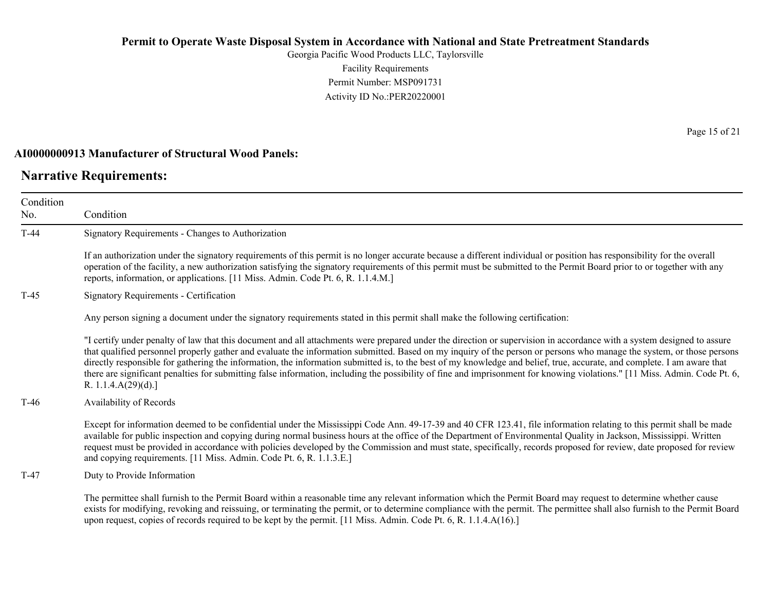**AI0000000913 Manufacturer of Structural Wood Panels:**

## Narrative Requirements:

| Condition No. | Condition |
|---|---|
| T-44 | Signatory Requirements - Changes to Authorization<br><br>If an authorization under the signatory requirements of this permit is no longer accurate because a different individual or position has responsibility for the overall operation of the facility, a new authorization satisfying the signatory requirements of this permit must be submitted to the Permit Board prior to or together with any reports, information, or applications. [11 Miss. Admin. Code Pt. 6, R. 1.1.4.M.] |
| T-45 | Signatory Requirements - Certification<br><br>Any person signing a document under the signatory requirements stated in this permit shall make the following certification:<br><br>"I certify under penalty of law that this document and all attachments were prepared under the direction or supervision in accordance with a system designed to assure that qualified personnel properly gather and evaluate the information submitted. Based on my inquiry of the person or persons who manage the system, or those persons directly responsible for gathering the information, the information submitted is, to the best of my knowledge and belief, true, accurate, and complete. I am aware that there are significant penalties for submitting false information, including the possibility of fine and imprisonment for knowing violations." [11 Miss. Admin. Code Pt. 6, R. 1.1.4.A(29)(d).] |
| T-46 | Availability of Records<br><br>Except for information deemed to be confidential under the Mississippi Code Ann. 49-17-39 and 40 CFR 123.41, file information relating to this permit shall be made available for public inspection and copying during normal business hours at the office of the Department of Environmental Quality in Jackson, Mississippi. Written request must be provided in accordance with policies developed by the Commission and must state, specifically, records proposed for review, date proposed for review and copying requirements. [11 Miss. Admin. Code Pt. 6, R. 1.1.3.E.] |
| T-47 | Duty to Provide Information<br><br>The permittee shall furnish to the Permit Board within a reasonable time any relevant information which the Permit Board may request to determine whether cause exists for modifying, revoking and reissuing, or terminating the permit, or to determine compliance with the permit. The permittee shall also furnish to the Permit Board upon request, copies of records required to be kept by the permit. [11 Miss. Admin. Code Pt. 6, R. 1.1.4.A(16).] |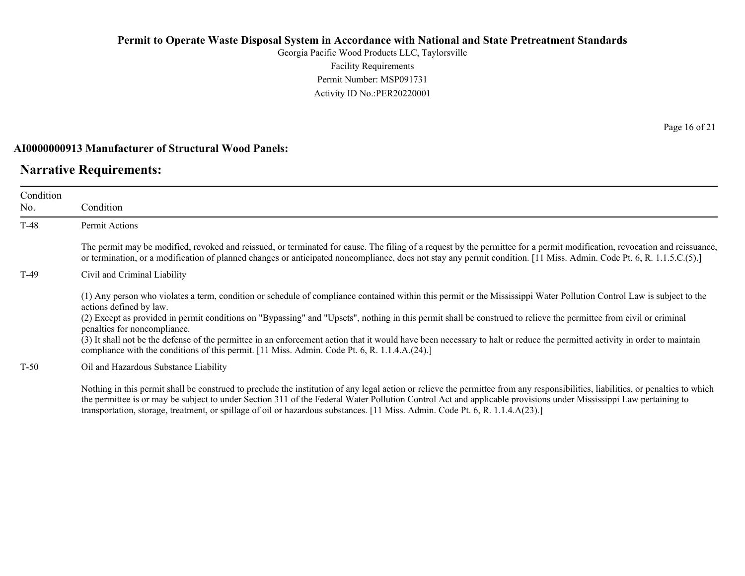**AI0000000913 Manufacturer of Structural Wood Panels:**

## Narrative Requirements:

| Condition No. | Condition |
|---|---|
| T-48 | Permit Actions<br><br>The permit may be modified, revoked and reissued, or terminated for cause. The filing of a request by the permittee for a permit modification, revocation and reissuance, or termination, or a modification of planned changes or anticipated noncompliance, does not stay any permit condition. [11 Miss. Admin. Code Pt. 6, R. 1.1.5.C.(5).] |
| T-49 | Civil and Criminal Liability<br><br>(1) Any person who violates a term, condition or schedule of compliance contained within this permit or the Mississippi Water Pollution Control Law is subject to the actions defined by law.<br>(2) Except as provided in permit conditions on "Bypassing" and "Upsets", nothing in this permit shall be construed to relieve the permittee from civil or criminal penalties for noncompliance.<br>(3) It shall not be the defense of the permittee in an enforcement action that it would have been necessary to halt or reduce the permitted activity in order to maintain compliance with the conditions of this permit. [11 Miss. Admin. Code Pt. 6, R. 1.1.4.A.(24).] |
| T-50 | Oil and Hazardous Substance Liability<br><br>Nothing in this permit shall be construed to preclude the institution of any legal action or relieve the permittee from any responsibilities, liabilities, or penalties to which the permittee is or may be subject to under Section 311 of the Federal Water Pollution Control Act and applicable provisions under Mississippi Law pertaining to transportation, storage, treatment, or spillage of oil or hazardous substances. [11 Miss. Admin. Code Pt. 6, R. 1.1.4.A(23).] |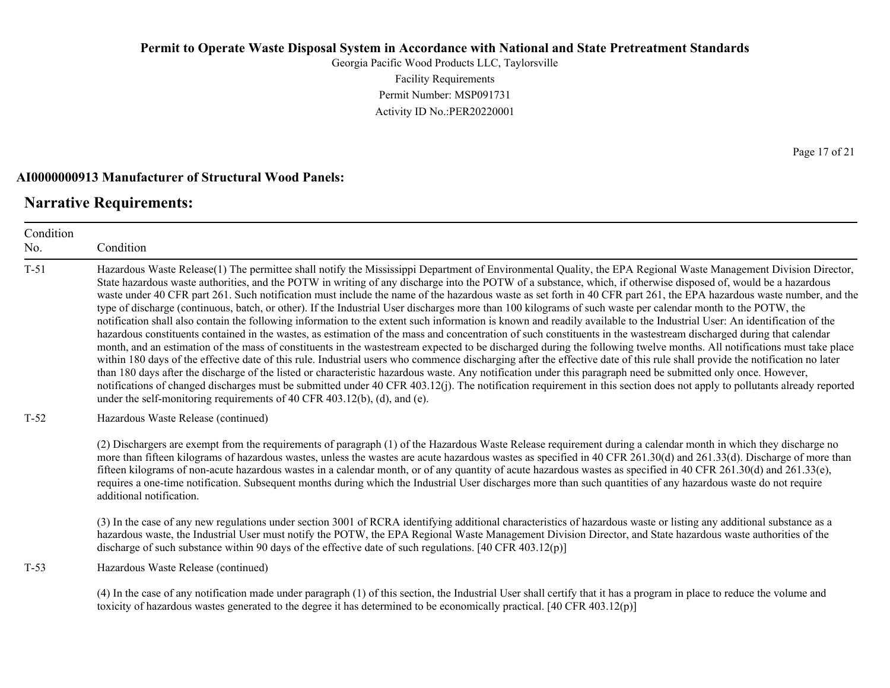**AI0000000913 Manufacturer of Structural Wood Panels:**

## Narrative Requirements:

| Condition No. | Condition |
|---|---|
| T-51 | Hazardous Waste Release(1) The permittee shall notify the Mississippi Department of Environmental Quality, the EPA Regional Waste Management Division Director, State hazardous waste authorities, and the POTW in writing of any discharge into the POTW of a substance, which, if otherwise disposed of, would be a hazardous waste under 40 CFR part 261. Such notification must include the name of the hazardous waste as set forth in 40 CFR part 261, the EPA hazardous waste number, and the type of discharge (continuous, batch, or other). If the Industrial User discharges more than 100 kilograms of such waste per calendar month to the POTW, the notification shall also contain the following information to the extent such information is known and readily available to the Industrial User: An identification of the hazardous constituents contained in the wastes, as estimation of the mass and concentration of such constituents in the wastestream discharged during that calendar month, and an estimation of the mass of constituents in the wastestream expected to be discharged during the following twelve months. All notifications must take place within 180 days of the effective date of this rule. Industrial users who commence discharging after the effective date of this rule shall provide the notification no later than 180 days after the discharge of the listed or characteristic hazardous waste. Any notification under this paragraph need be submitted only once. However, notifications of changed discharges must be submitted under 40 CFR 403.12(j). The notification requirement in this section does not apply to pollutants already reported under the self-monitoring requirements of 40 CFR 403.12(b), (d), and (e). |
| T-52 | Hazardous Waste Release (continued)<br><br>(2) Dischargers are exempt from the requirements of paragraph (1) of the Hazardous Waste Release requirement during a calendar month in which they discharge no more than fifteen kilograms of hazardous wastes, unless the wastes are acute hazardous wastes as specified in 40 CFR 261.30(d) and 261.33(d). Discharge of more than fifteen kilograms of non-acute hazardous wastes in a calendar month, or of any quantity of acute hazardous wastes as specified in 40 CFR 261.30(d) and 261.33(e), requires a one-time notification. Subsequent months during which the Industrial User discharges more than such quantities of any hazardous waste do not require additional notification.<br><br>(3) In the case of any new regulations under section 3001 of RCRA identifying additional characteristics of hazardous waste or listing any additional substance as a hazardous waste, the Industrial User must notify the POTW, the EPA Regional Waste Management Division Director, and State hazardous waste authorities of the discharge of such substance within 90 days of the effective date of such regulations. [40 CFR 403.12(p)] |
| T-53 | Hazardous Waste Release (continued)<br><br>(4) In the case of any notification made under paragraph (1) of this section, the Industrial User shall certify that it has a program in place to reduce the volume and toxicity of hazardous wastes generated to the degree it has determined to be economically practical. [40 CFR 403.12(p)] |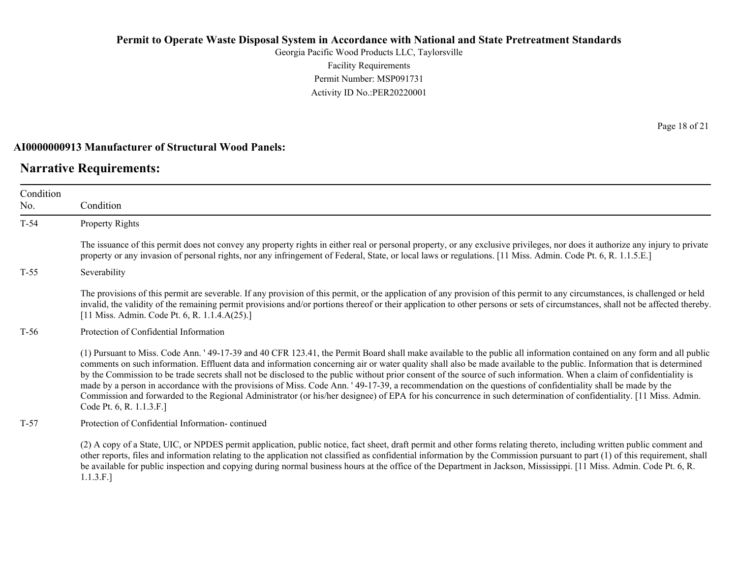**AI0000000913 Manufacturer of Structural Wood Panels:**

## Narrative Requirements:

| Condition No. | Condition |
|---|---|
| T-54 | Property Rights<br><br>The issuance of this permit does not convey any property rights in either real or personal property, or any exclusive privileges, nor does it authorize any injury to private property or any invasion of personal rights, nor any infringement of Federal, State, or local laws or regulations. [11 Miss. Admin. Code Pt. 6, R. 1.1.5.E.] |
| T-55 | Severability<br><br>The provisions of this permit are severable. If any provision of this permit, or the application of any provision of this permit to any circumstances, is challenged or held invalid, the validity of the remaining permit provisions and/or portions thereof or their application to other persons or sets of circumstances, shall not be affected thereby. [11 Miss. Admin. Code Pt. 6, R. 1.1.4.A(25).] |
| T-56 | Protection of Confidential Information<br><br>(1) Pursuant to Miss. Code Ann. ' 49-17-39 and 40 CFR 123.41, the Permit Board shall make available to the public all information contained on any form and all public comments on such information. Effluent data and information concerning air or water quality shall also be made available to the public. Information that is determined by the Commission to be trade secrets shall not be disclosed to the public without prior consent of the source of such information. When a claim of confidentiality is made by a person in accordance with the provisions of Miss. Code Ann. ' 49-17-39, a recommendation on the questions of confidentiality shall be made by the Commission and forwarded to the Regional Administrator (or his/her designee) of EPA for his concurrence in such determination of confidentiality. [11 Miss. Admin. Code Pt. 6, R. 1.1.3.F.] |
| T-57 | Protection of Confidential Information- continued<br><br>(2) A copy of a State, UIC, or NPDES permit application, public notice, fact sheet, draft permit and other forms relating thereto, including written public comment and other reports, files and information relating to the application not classified as confidential information by the Commission pursuant to part (1) of this requirement, shall be available for public inspection and copying during normal business hours at the office of the Department in Jackson, Mississippi. [11 Miss. Admin. Code Pt. 6, R. 1.1.3.F.] |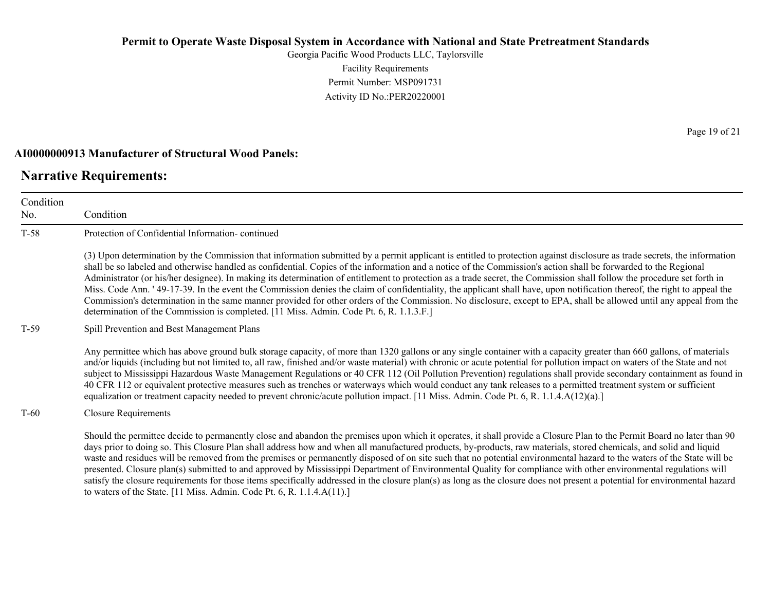**AI0000000913 Manufacturer of Structural Wood Panels:**

## Narrative Requirements:

| Condition No. | Condition |
|---|---|
| T-58 | Protection of Confidential Information- continued<br><br>(3) Upon determination by the Commission that information submitted by a permit applicant is entitled to protection against disclosure as trade secrets, the information shall be so labeled and otherwise handled as confidential. Copies of the information and a notice of the Commission's action shall be forwarded to the Regional Administrator (or his/her designee). In making its determination of entitlement to protection as a trade secret, the Commission shall follow the procedure set forth in Miss. Code Ann. ' 49-17-39. In the event the Commission denies the claim of confidentiality, the applicant shall have, upon notification thereof, the right to appeal the Commission's determination in the same manner provided for other orders of the Commission. No disclosure, except to EPA, shall be allowed until any appeal from the determination of the Commission is completed. [11 Miss. Admin. Code Pt. 6, R. 1.1.3.F.] |
| T-59 | Spill Prevention and Best Management Plans<br><br>Any permittee which has above ground bulk storage capacity, of more than 1320 gallons or any single container with a capacity greater than 660 gallons, of materials and/or liquids (including but not limited to, all raw, finished and/or waste material) with chronic or acute potential for pollution impact on waters of the State and not subject to Mississippi Hazardous Waste Management Regulations or 40 CFR 112 (Oil Pollution Prevention) regulations shall provide secondary containment as found in 40 CFR 112 or equivalent protective measures such as trenches or waterways which would conduct any tank releases to a permitted treatment system or sufficient equalization or treatment capacity needed to prevent chronic/acute pollution impact. [11 Miss. Admin. Code Pt. 6, R. 1.1.4.A(12)(a).] |
| T-60 | Closure Requirements<br><br>Should the permittee decide to permanently close and abandon the premises upon which it operates, it shall provide a Closure Plan to the Permit Board no later than 90 days prior to doing so. This Closure Plan shall address how and when all manufactured products, by-products, raw materials, stored chemicals, and solid and liquid waste and residues will be removed from the premises or permanently disposed of on site such that no potential environmental hazard to the waters of the State will be presented. Closure plan(s) submitted to and approved by Mississippi Department of Environmental Quality for compliance with other environmental regulations will satisfy the closure requirements for those items specifically addressed in the closure plan(s) as long as the closure does not present a potential for environmental hazard to waters of the State. [11 Miss. Admin. Code Pt. 6, R. 1.1.4.A(11).] |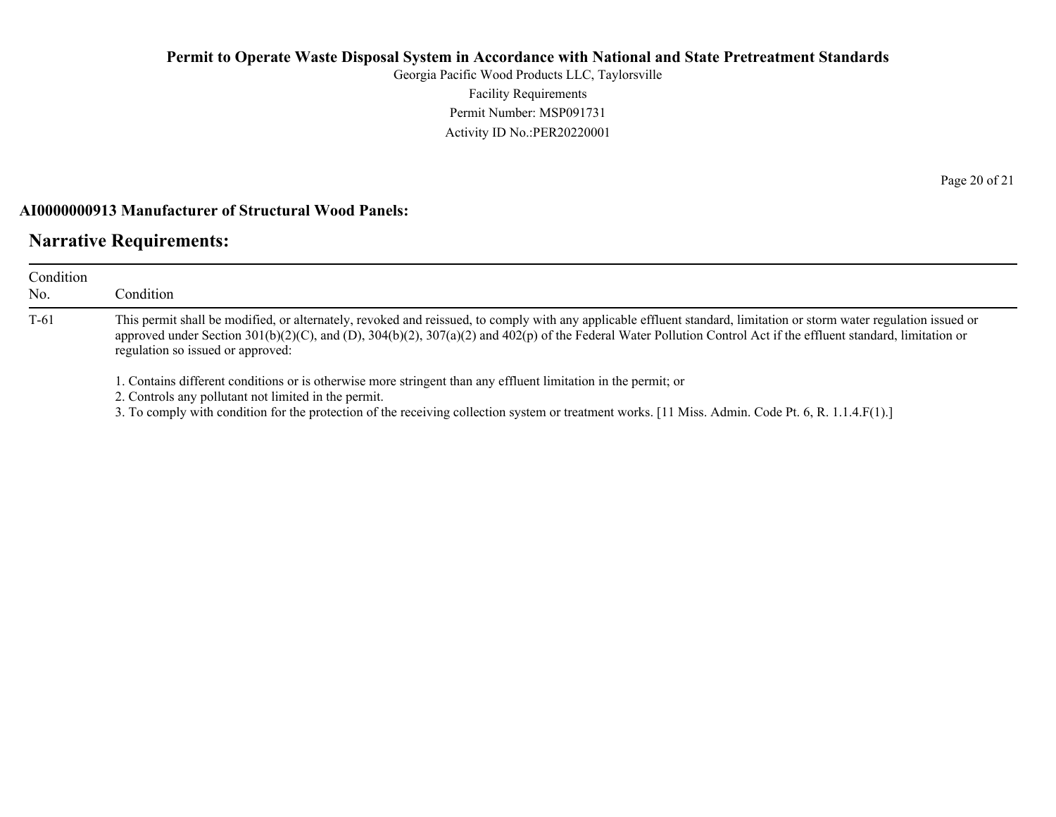**AI0000000913 Manufacturer of Structural Wood Panels:**

## Narrative Requirements:

| Condition No. | Condition |
|---|---|
| T-61 | This permit shall be modified, or alternately, revoked and reissued, to comply with any applicable effluent standard, limitation or storm water regulation issued or approved under Section 301(b)(2)(C), and (D), 304(b)(2), 307(a)(2) and 402(p) of the Federal Water Pollution Control Act if the effluent standard, limitation or regulation so issued or approved:<br><br>1. Contains different conditions or is otherwise more stringent than any effluent limitation in the permit; or<br>2. Controls any pollutant not limited in the permit.<br>3. To comply with condition for the protection of the receiving collection system or treatment works. [11 Miss. Admin. Code Pt. 6, R. 1.1.4.F(1).] |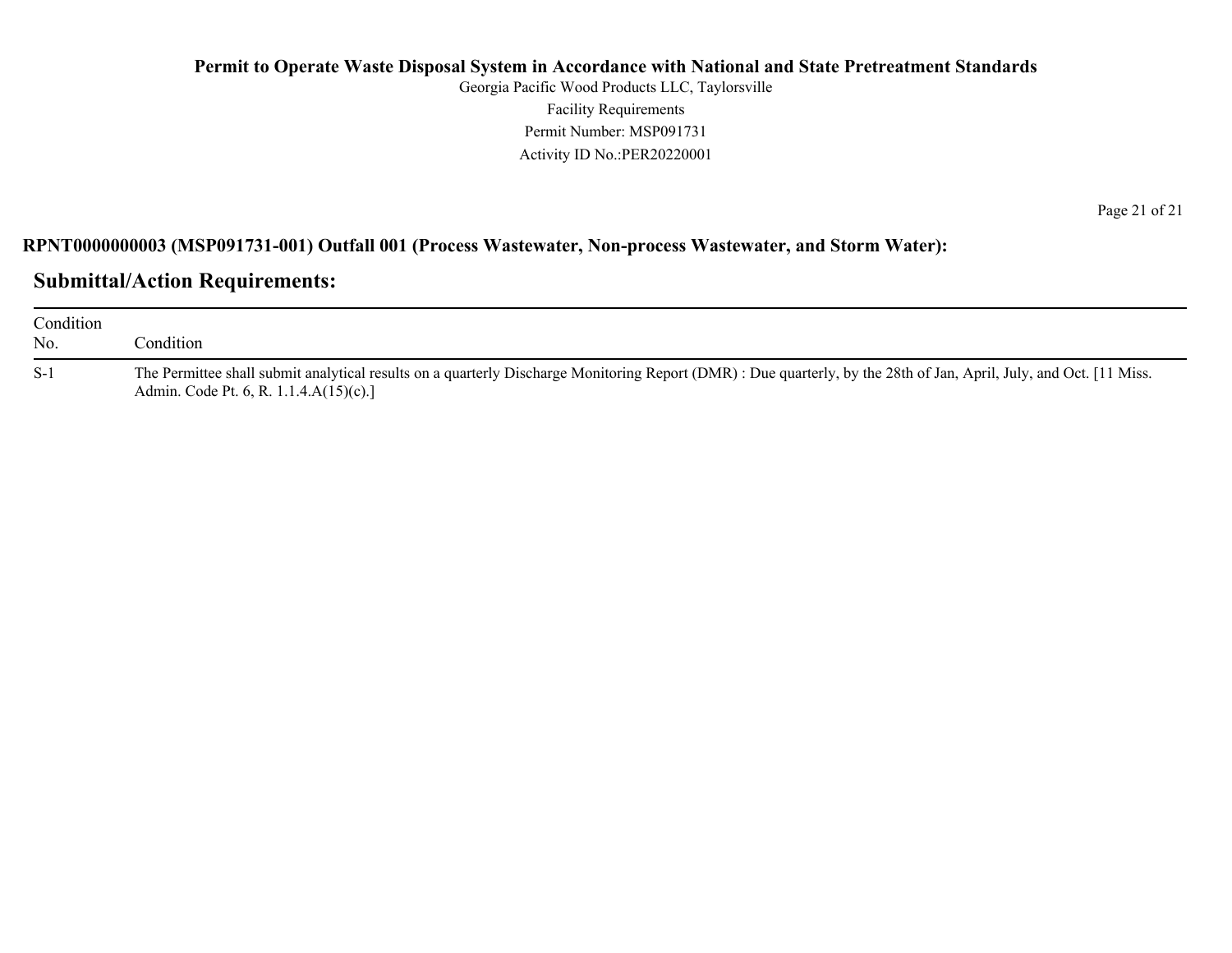**RPNT0000000003 (MSP091731-001) Outfall 001 (Process Wastewater, Non-process Wastewater, and Storm Water):**

## Submittal/Action Requirements:

| Condition No. | Condition |
|---|---|
| S-1 | The Permittee shall submit analytical results on a quarterly Discharge Monitoring Report (DMR) : Due quarterly, by the 28th of Jan, April, July, and Oct. [11 Miss. Admin. Code Pt. 6, R. 1.1.4.A(15)(c).] |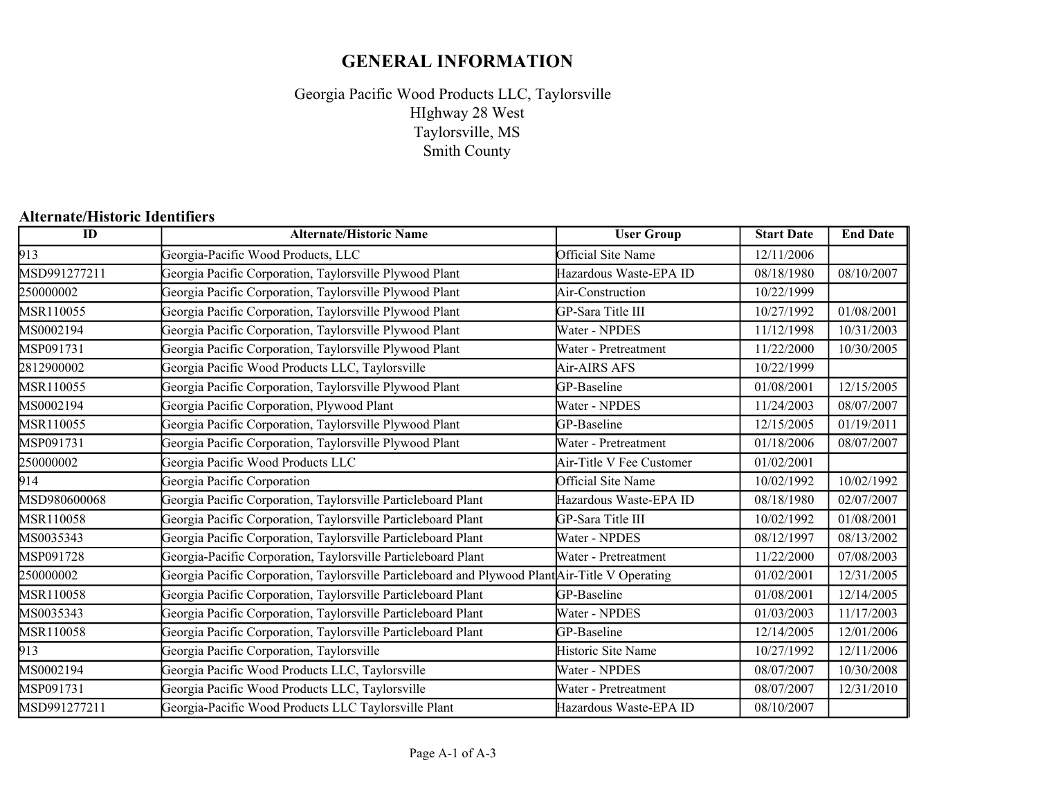# GENERAL INFORMATION

Georgia Pacific Wood Products LLC, Taylorsville
HIghway 28 West
Taylorsville, MS
Smith County

## Alternate/Historic Identifiers

| ID | Alternate/Historic Name | User Group | Start Date | End Date |
|---|---|---|---|---|
| 913 | Georgia-Pacific Wood Products, LLC | Official Site Name | 12/11/2006 | |
| MSD991277211 | Georgia Pacific Corporation, Taylorsville Plywood Plant | Hazardous Waste-EPA ID | 08/18/1980 | 08/10/2007 |
| 250000002 | Georgia Pacific Corporation, Taylorsville Plywood Plant | Air-Construction | 10/22/1999 | |
| MSR110055 | Georgia Pacific Corporation, Taylorsville Plywood Plant | GP-Sara Title III | 10/27/1992 | 01/08/2001 |
| MS0002194 | Georgia Pacific Corporation, Taylorsville Plywood Plant | Water - NPDES | 11/12/1998 | 10/31/2003 |
| MSP091731 | Georgia Pacific Corporation, Taylorsville Plywood Plant | Water - Pretreatment | 11/22/2000 | 10/30/2005 |
| 2812900002 | Georgia Pacific Wood Products LLC, Taylorsville | Air-AIRS AFS | 10/22/1999 | |
| MSR110055 | Georgia Pacific Corporation, Taylorsville Plywood Plant | GP-Baseline | 01/08/2001 | 12/15/2005 |
| MS0002194 | Georgia Pacific Corporation, Plywood Plant | Water - NPDES | 11/24/2003 | 08/07/2007 |
| MSR110055 | Georgia Pacific Corporation, Taylorsville Plywood Plant | GP-Baseline | 12/15/2005 | 01/19/2011 |
| MSP091731 | Georgia Pacific Corporation, Taylorsville Plywood Plant | Water - Pretreatment | 01/18/2006 | 08/07/2007 |
| 250000002 | Georgia Pacific Wood Products LLC | Air-Title V Fee Customer | 01/02/2001 | |
| 914 | Georgia Pacific Corporation | Official Site Name | 10/02/1992 | 10/02/1992 |
| MSD980600068 | Georgia Pacific Corporation, Taylorsville Particleboard Plant | Hazardous Waste-EPA ID | 08/18/1980 | 02/07/2007 |
| MSR110058 | Georgia Pacific Corporation, Taylorsville Particleboard Plant | GP-Sara Title III | 10/02/1992 | 01/08/2001 |
| MS0035343 | Georgia Pacific Corporation, Taylorsville Particleboard Plant | Water - NPDES | 08/12/1997 | 08/13/2002 |
| MSP091728 | Georgia-Pacific Corporation, Taylorsville Particleboard Plant | Water - Pretreatment | 11/22/2000 | 07/08/2003 |
| 250000002 | Georgia Pacific Corporation, Taylorsville Particleboard and Plywood Plant | Air-Title V Operating | 01/02/2001 | 12/31/2005 |
| MSR110058 | Georgia Pacific Corporation, Taylorsville Particleboard Plant | GP-Baseline | 01/08/2001 | 12/14/2005 |
| MS0035343 | Georgia Pacific Corporation, Taylorsville Particleboard Plant | Water - NPDES | 01/03/2003 | 11/17/2003 |
| MSR110058 | Georgia Pacific Corporation, Taylorsville Particleboard Plant | GP-Baseline | 12/14/2005 | 12/01/2006 |
| 913 | Georgia Pacific Corporation, Taylorsville | Historic Site Name | 10/27/1992 | 12/11/2006 |
| MS0002194 | Georgia Pacific Wood Products LLC, Taylorsville | Water - NPDES | 08/07/2007 | 10/30/2008 |
| MSP091731 | Georgia Pacific Wood Products LLC, Taylorsville | Water - Pretreatment | 08/07/2007 | 12/31/2010 |
| MSD991277211 | Georgia-Pacific Wood Products LLC Taylorsville Plant | Hazardous Waste-EPA ID | 08/10/2007 | |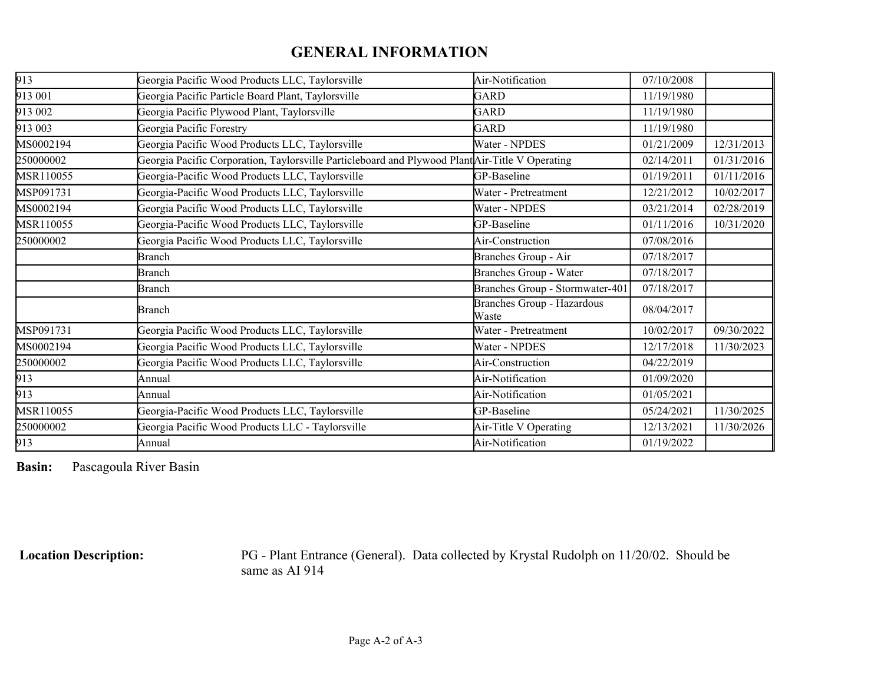# GENERAL INFORMATION

| | | | | |
|---|---|---|---|---|
| 913 | Georgia Pacific Wood Products LLC, Taylorsville | Air-Notification | 07/10/2008 | |
| 913 001 | Georgia Pacific Particle Board Plant, Taylorsville | GARD | 11/19/1980 | |
| 913 002 | Georgia Pacific Plywood Plant, Taylorsville | GARD | 11/19/1980 | |
| 913 003 | Georgia Pacific Forestry | GARD | 11/19/1980 | |
| MS0002194 | Georgia Pacific Wood Products LLC, Taylorsville | Water - NPDES | 01/21/2009 | 12/31/2013 |
| 250000002 | Georgia Pacific Corporation, Taylorsville Particleboard and Plywood Plant | Air-Title V Operating | 02/14/2011 | 01/31/2016 |
| MSR110055 | Georgia-Pacific Wood Products LLC, Taylorsville | GP-Baseline | 01/19/2011 | 01/11/2016 |
| MSP091731 | Georgia-Pacific Wood Products LLC, Taylorsville | Water - Pretreatment | 12/21/2012 | 10/02/2017 |
| MS0002194 | Georgia Pacific Wood Products LLC, Taylorsville | Water - NPDES | 03/21/2014 | 02/28/2019 |
| MSR110055 | Georgia-Pacific Wood Products LLC, Taylorsville | GP-Baseline | 01/11/2016 | 10/31/2020 |
| 250000002 | Georgia Pacific Wood Products LLC, Taylorsville | Air-Construction | 07/08/2016 | |
| | Branch | Branches Group - Air | 07/18/2017 | |
| | Branch | Branches Group - Water | 07/18/2017 | |
| | Branch | Branches Group - Stormwater-401 | 07/18/2017 | |
| | Branch | Branches Group - Hazardous Waste | 08/04/2017 | |
| MSP091731 | Georgia Pacific Wood Products LLC, Taylorsville | Water - Pretreatment | 10/02/2017 | 09/30/2022 |
| MS0002194 | Georgia Pacific Wood Products LLC, Taylorsville | Water - NPDES | 12/17/2018 | 11/30/2023 |
| 250000002 | Georgia Pacific Wood Products LLC, Taylorsville | Air-Construction | 04/22/2019 | |
| 913 | Annual | Air-Notification | 01/09/2020 | |
| 913 | Annual | Air-Notification | 01/05/2021 | |
| MSR110055 | Georgia-Pacific Wood Products LLC, Taylorsville | GP-Baseline | 05/24/2021 | 11/30/2025 |
| 250000002 | Georgia Pacific Wood Products LLC - Taylorsville | Air-Title V Operating | 12/13/2021 | 11/30/2026 |
| 913 | Annual | Air-Notification | 01/19/2022 | |

**Basin:** Pascagoula River Basin

**Location Description:** PG - Plant Entrance (General). Data collected by Krystal Rudolph on 11/20/02. Should be same as AI 914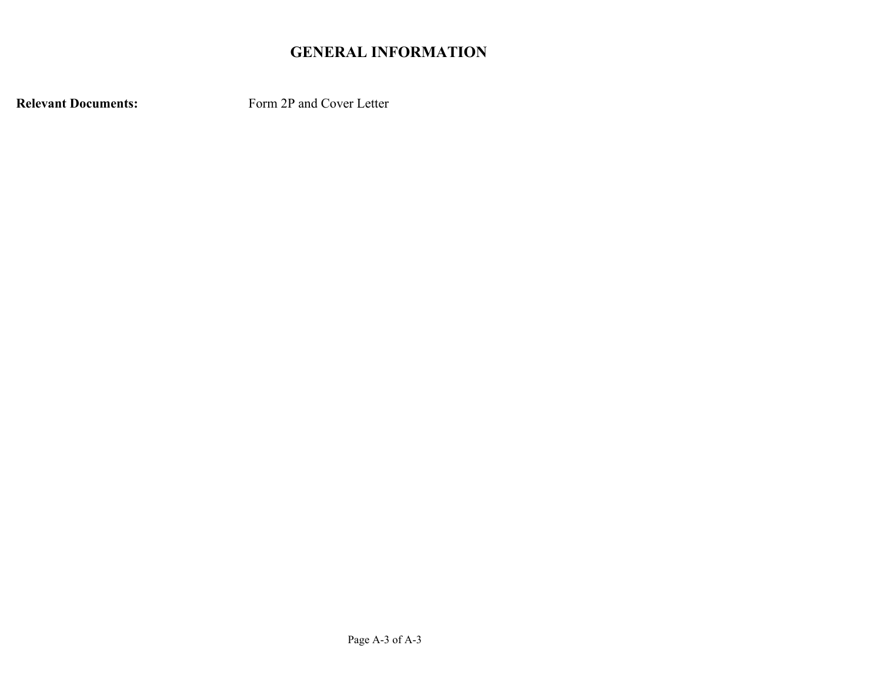# GENERAL INFORMATION

**Relevant Documents:** Form 2P and Cover Letter